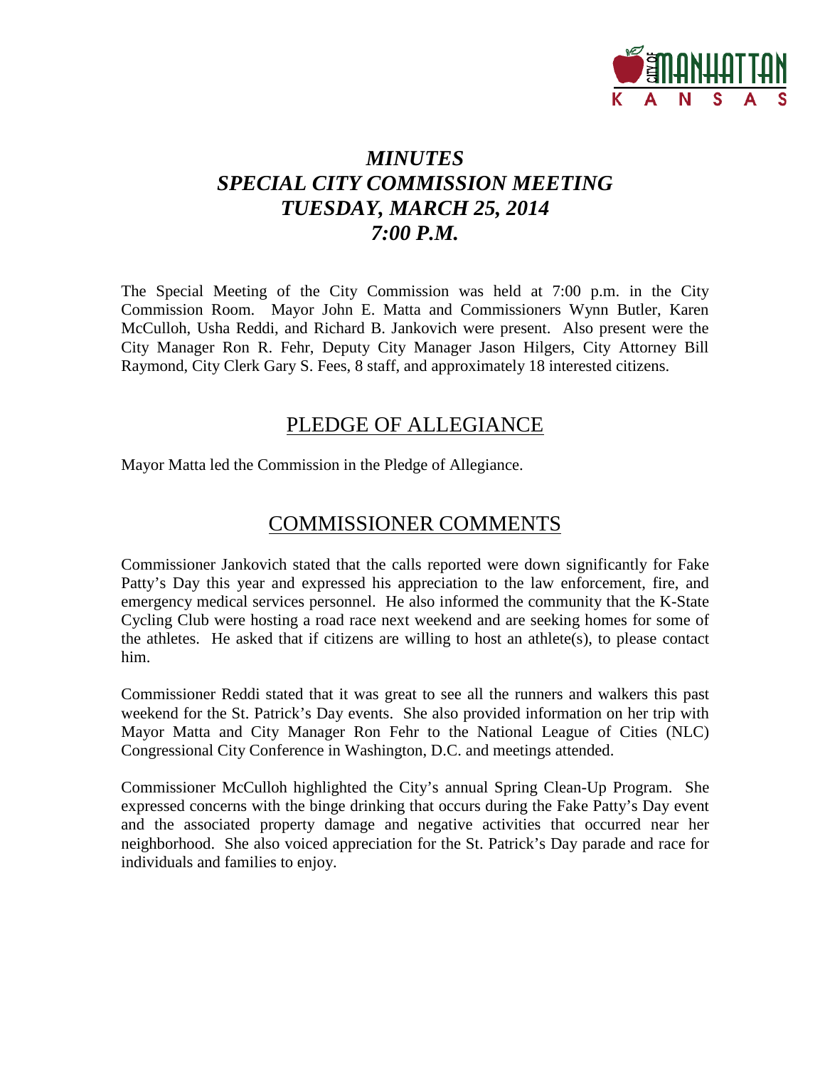# *MINUTES*
# *SPECIAL CITY COMMISSION MEETING*
# *TUESDAY, MARCH 25, 2014*
# *7:00 P.M.*

The Special Meeting of the City Commission was held at 7:00 p.m. in the City Commission Room. Mayor John E. Matta and Commissioners Wynn Butler, Karen McCulloh, Usha Reddi, and Richard B. Jankovich were present. Also present were the City Manager Ron R. Fehr, Deputy City Manager Jason Hilgers, City Attorney Bill Raymond, City Clerk Gary S. Fees, 8 staff, and approximately 18 interested citizens.

## PLEDGE OF ALLEGIANCE

Mayor Matta led the Commission in the Pledge of Allegiance.

## COMMISSIONER COMMENTS

Commissioner Jankovich stated that the calls reported were down significantly for Fake Patty's Day this year and expressed his appreciation to the law enforcement, fire, and emergency medical services personnel. He also informed the community that the K-State Cycling Club were hosting a road race next weekend and are seeking homes for some of the athletes. He asked that if citizens are willing to host an athlete(s), to please contact him.

Commissioner Reddi stated that it was great to see all the runners and walkers this past weekend for the St. Patrick's Day events. She also provided information on her trip with Mayor Matta and City Manager Ron Fehr to the National League of Cities (NLC) Congressional City Conference in Washington, D.C. and meetings attended.

Commissioner McCulloh highlighted the City's annual Spring Clean-Up Program. She expressed concerns with the binge drinking that occurs during the Fake Patty's Day event and the associated property damage and negative activities that occurred near her neighborhood. She also voiced appreciation for the St. Patrick's Day parade and race for individuals and families to enjoy.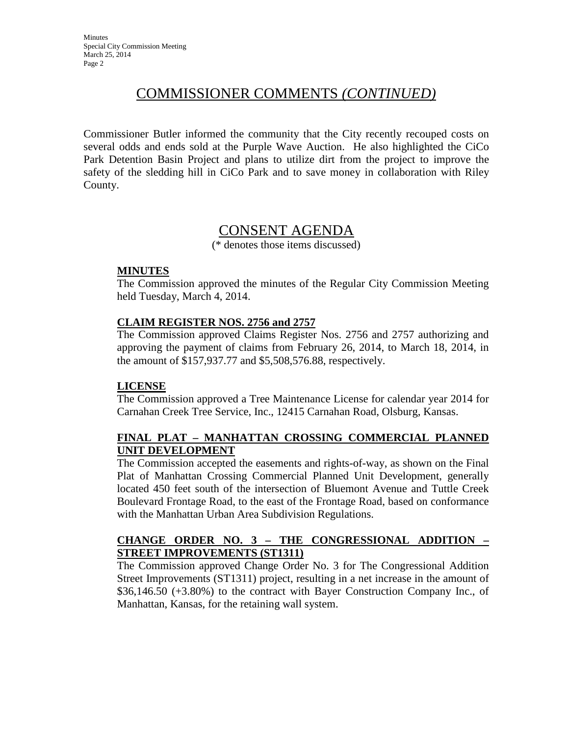## COMMISSIONER COMMENTS *(CONTINUED)*

Commissioner Butler informed the community that the City recently recouped costs on several odds and ends sold at the Purple Wave Auction. He also highlighted the CiCo Park Detention Basin Project and plans to utilize dirt from the project to improve the safety of the sledding hill in CiCo Park and to save money in collaboration with Riley County.

## CONSENT AGENDA

(* denotes those items discussed)

**MINUTES**

The Commission approved the minutes of the Regular City Commission Meeting held Tuesday, March 4, 2014.

**CLAIM REGISTER NOS. 2756 and 2757**

The Commission approved Claims Register Nos. 2756 and 2757 authorizing and approving the payment of claims from February 26, 2014, to March 18, 2014, in the amount of $157,937.77 and $5,508,576.88, respectively.

**LICENSE**

The Commission approved a Tree Maintenance License for calendar year 2014 for Carnahan Creek Tree Service, Inc., 12415 Carnahan Road, Olsburg, Kansas.

**FINAL PLAT – MANHATTAN CROSSING COMMERCIAL PLANNED UNIT DEVELOPMENT**

The Commission accepted the easements and rights-of-way, as shown on the Final Plat of Manhattan Crossing Commercial Planned Unit Development, generally located 450 feet south of the intersection of Bluemont Avenue and Tuttle Creek Boulevard Frontage Road, to the east of the Frontage Road, based on conformance with the Manhattan Urban Area Subdivision Regulations.

**CHANGE ORDER NO. 3 – THE CONGRESSIONAL ADDITION – STREET IMPROVEMENTS (ST1311)**

The Commission approved Change Order No. 3 for The Congressional Addition Street Improvements (ST1311) project, resulting in a net increase in the amount of $36,146.50 (+3.80%) to the contract with Bayer Construction Company Inc., of Manhattan, Kansas, for the retaining wall system.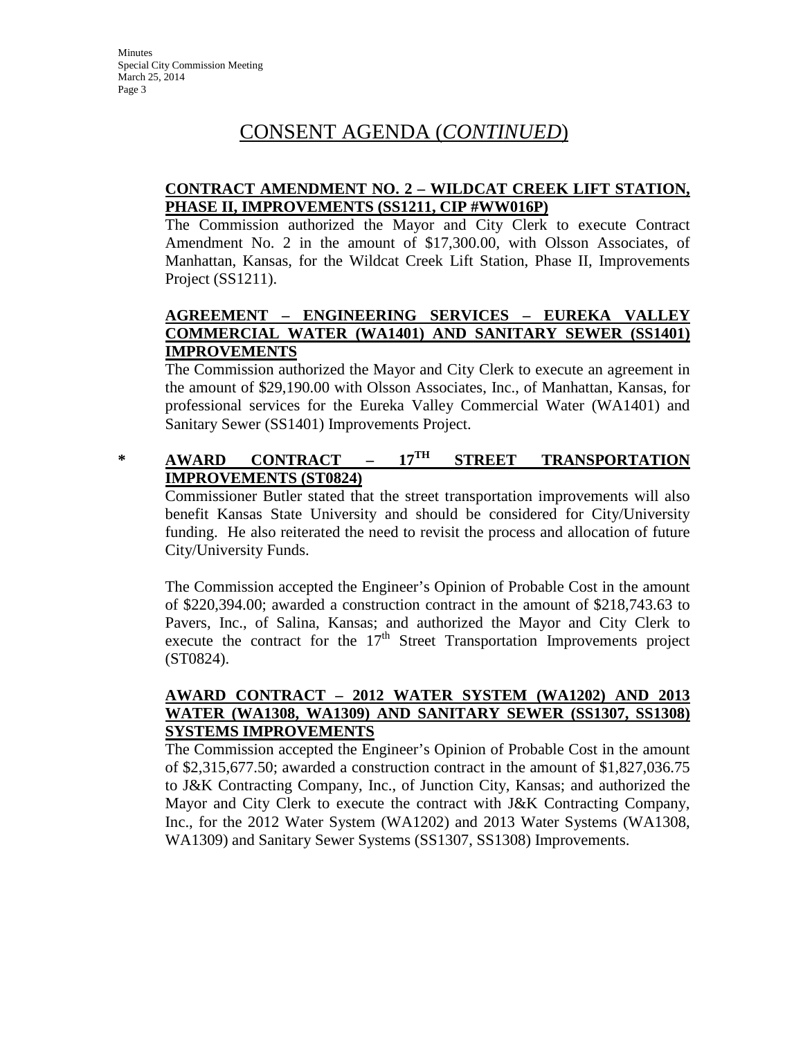# CONSENT AGENDA (*CONTINUED*)

**CONTRACT AMENDMENT NO. 2 – WILDCAT CREEK LIFT STATION, PHASE II, IMPROVEMENTS (SS1211, CIP #WW016P)**

The Commission authorized the Mayor and City Clerk to execute Contract Amendment No. 2 in the amount of $17,300.00, with Olsson Associates, of Manhattan, Kansas, for the Wildcat Creek Lift Station, Phase II, Improvements Project (SS1211).

**AGREEMENT – ENGINEERING SERVICES – EUREKA VALLEY COMMERCIAL WATER (WA1401) AND SANITARY SEWER (SS1401) IMPROVEMENTS**

The Commission authorized the Mayor and City Clerk to execute an agreement in the amount of $29,190.00 with Olsson Associates, Inc., of Manhattan, Kansas, for professional services for the Eureka Valley Commercial Water (WA1401) and Sanitary Sewer (SS1401) Improvements Project.

**\* AWARD CONTRACT – 17TH STREET TRANSPORTATION IMPROVEMENTS (ST0824)**

Commissioner Butler stated that the street transportation improvements will also benefit Kansas State University and should be considered for City/University funding. He also reiterated the need to revisit the process and allocation of future City/University Funds.

The Commission accepted the Engineer's Opinion of Probable Cost in the amount of $220,394.00; awarded a construction contract in the amount of $218,743.63 to Pavers, Inc., of Salina, Kansas; and authorized the Mayor and City Clerk to execute the contract for the 17th Street Transportation Improvements project (ST0824).

**AWARD CONTRACT – 2012 WATER SYSTEM (WA1202) AND 2013 WATER (WA1308, WA1309) AND SANITARY SEWER (SS1307, SS1308) SYSTEMS IMPROVEMENTS**

The Commission accepted the Engineer's Opinion of Probable Cost in the amount of $2,315,677.50; awarded a construction contract in the amount of $1,827,036.75 to J&K Contracting Company, Inc., of Junction City, Kansas; and authorized the Mayor and City Clerk to execute the contract with J&K Contracting Company, Inc., for the 2012 Water System (WA1202) and 2013 Water Systems (WA1308, WA1309) and Sanitary Sewer Systems (SS1307, SS1308) Improvements.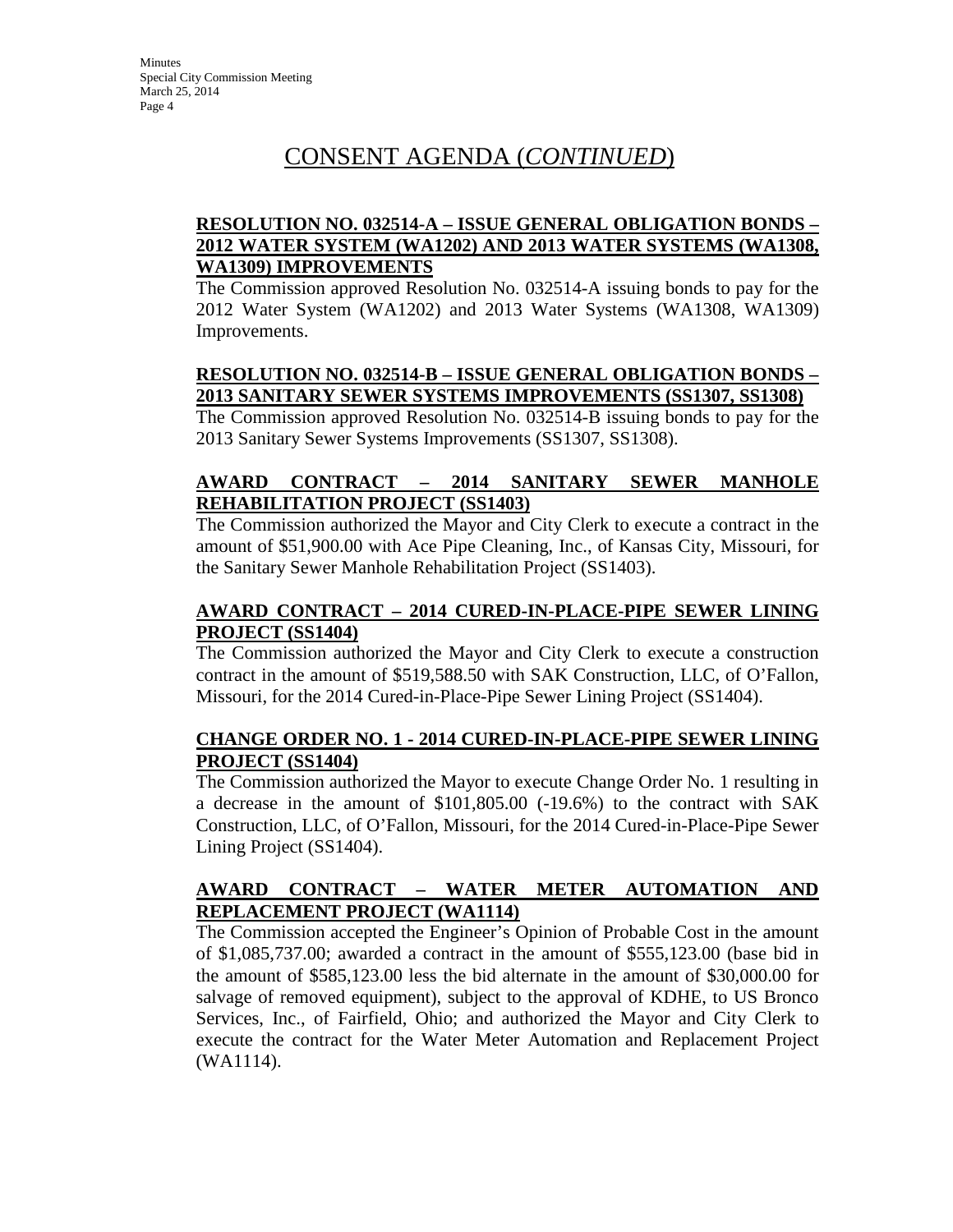# CONSENT AGENDA (*CONTINUED*)

**RESOLUTION NO. 032514-A – ISSUE GENERAL OBLIGATION BONDS – 2012 WATER SYSTEM (WA1202) AND 2013 WATER SYSTEMS (WA1308, WA1309) IMPROVEMENTS**

The Commission approved Resolution No. 032514-A issuing bonds to pay for the 2012 Water System (WA1202) and 2013 Water Systems (WA1308, WA1309) Improvements.

**RESOLUTION NO. 032514-B – ISSUE GENERAL OBLIGATION BONDS – 2013 SANITARY SEWER SYSTEMS IMPROVEMENTS (SS1307, SS1308)**

The Commission approved Resolution No. 032514-B issuing bonds to pay for the 2013 Sanitary Sewer Systems Improvements (SS1307, SS1308).

**AWARD CONTRACT – 2014 SANITARY SEWER MANHOLE REHABILITATION PROJECT (SS1403)**

The Commission authorized the Mayor and City Clerk to execute a contract in the amount of $51,900.00 with Ace Pipe Cleaning, Inc., of Kansas City, Missouri, for the Sanitary Sewer Manhole Rehabilitation Project (SS1403).

**AWARD CONTRACT – 2014 CURED-IN-PLACE-PIPE SEWER LINING PROJECT (SS1404)**

The Commission authorized the Mayor and City Clerk to execute a construction contract in the amount of $519,588.50 with SAK Construction, LLC, of O'Fallon, Missouri, for the 2014 Cured-in-Place-Pipe Sewer Lining Project (SS1404).

**CHANGE ORDER NO. 1 - 2014 CURED-IN-PLACE-PIPE SEWER LINING PROJECT (SS1404)**

The Commission authorized the Mayor to execute Change Order No. 1 resulting in a decrease in the amount of $101,805.00 (-19.6%) to the contract with SAK Construction, LLC, of O'Fallon, Missouri, for the 2014 Cured-in-Place-Pipe Sewer Lining Project (SS1404).

**AWARD CONTRACT – WATER METER AUTOMATION AND REPLACEMENT PROJECT (WA1114)**

The Commission accepted the Engineer's Opinion of Probable Cost in the amount of $1,085,737.00; awarded a contract in the amount of $555,123.00 (base bid in the amount of $585,123.00 less the bid alternate in the amount of $30,000.00 for salvage of removed equipment), subject to the approval of KDHE, to US Bronco Services, Inc., of Fairfield, Ohio; and authorized the Mayor and City Clerk to execute the contract for the Water Meter Automation and Replacement Project (WA1114).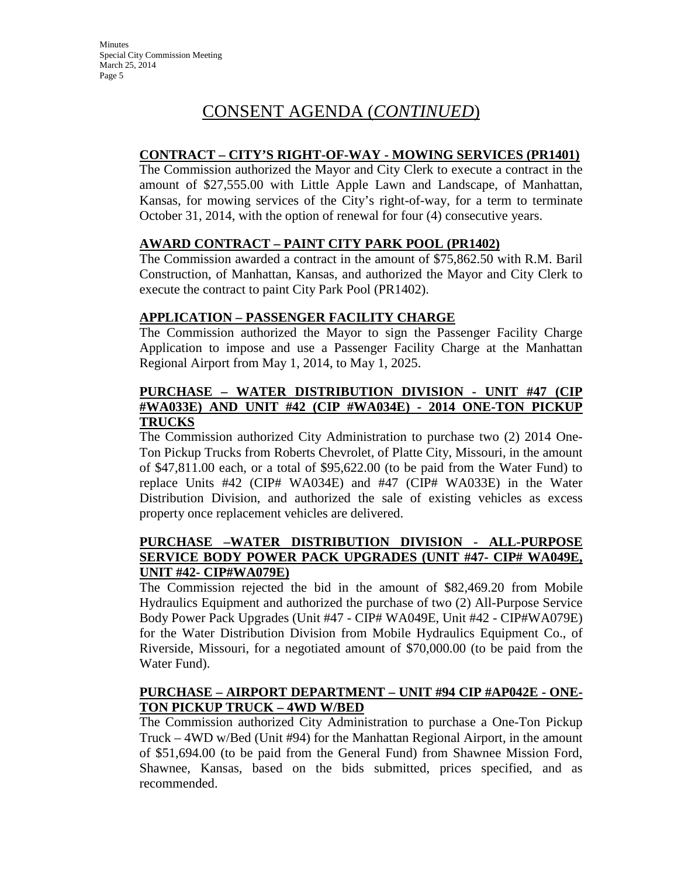# CONSENT AGENDA (*CONTINUED*)

**CONTRACT – CITY'S RIGHT-OF-WAY - MOWING SERVICES (PR1401)**

The Commission authorized the Mayor and City Clerk to execute a contract in the amount of $27,555.00 with Little Apple Lawn and Landscape, of Manhattan, Kansas, for mowing services of the City's right-of-way, for a term to terminate October 31, 2014, with the option of renewal for four (4) consecutive years.

**AWARD CONTRACT – PAINT CITY PARK POOL (PR1402)**

The Commission awarded a contract in the amount of $75,862.50 with R.M. Baril Construction, of Manhattan, Kansas, and authorized the Mayor and City Clerk to execute the contract to paint City Park Pool (PR1402).

**APPLICATION – PASSENGER FACILITY CHARGE**

The Commission authorized the Mayor to sign the Passenger Facility Charge Application to impose and use a Passenger Facility Charge at the Manhattan Regional Airport from May 1, 2014, to May 1, 2025.

**PURCHASE – WATER DISTRIBUTION DIVISION - UNIT #47 (CIP #WA033E) AND UNIT #42 (CIP #WA034E) - 2014 ONE-TON PICKUP TRUCKS**

The Commission authorized City Administration to purchase two (2) 2014 One-Ton Pickup Trucks from Roberts Chevrolet, of Platte City, Missouri, in the amount of $47,811.00 each, or a total of $95,622.00 (to be paid from the Water Fund) to replace Units #42 (CIP# WA034E) and #47 (CIP# WA033E) in the Water Distribution Division, and authorized the sale of existing vehicles as excess property once replacement vehicles are delivered.

**PURCHASE –WATER DISTRIBUTION DIVISION - ALL-PURPOSE SERVICE BODY POWER PACK UPGRADES (UNIT #47- CIP# WA049E, UNIT #42- CIP#WA079E)**

The Commission rejected the bid in the amount of $82,469.20 from Mobile Hydraulics Equipment and authorized the purchase of two (2) All-Purpose Service Body Power Pack Upgrades (Unit #47 - CIP# WA049E, Unit #42 - CIP#WA079E) for the Water Distribution Division from Mobile Hydraulics Equipment Co., of Riverside, Missouri, for a negotiated amount of $70,000.00 (to be paid from the Water Fund).

**PURCHASE – AIRPORT DEPARTMENT – UNIT #94 CIP #AP042E - ONE-TON PICKUP TRUCK – 4WD W/BED**

The Commission authorized City Administration to purchase a One-Ton Pickup Truck – 4WD w/Bed (Unit #94) for the Manhattan Regional Airport, in the amount of $51,694.00 (to be paid from the General Fund) from Shawnee Mission Ford, Shawnee, Kansas, based on the bids submitted, prices specified, and as recommended.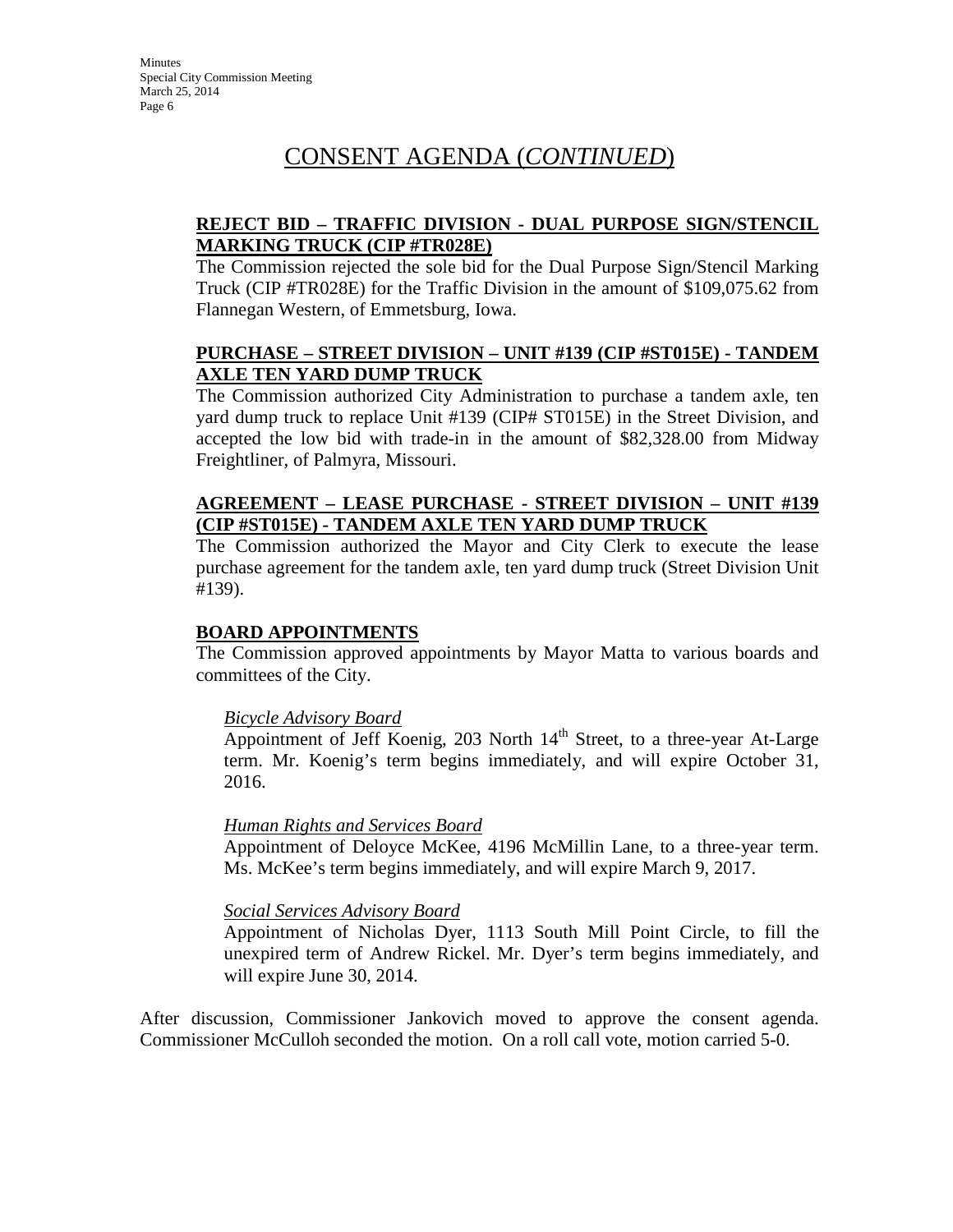## CONSENT AGENDA (*CONTINUED*)

**REJECT BID – TRAFFIC DIVISION - DUAL PURPOSE SIGN/STENCIL MARKING TRUCK (CIP #TR028E)**

The Commission rejected the sole bid for the Dual Purpose Sign/Stencil Marking Truck (CIP #TR028E) for the Traffic Division in the amount of $109,075.62 from Flannegan Western, of Emmetsburg, Iowa.

**PURCHASE – STREET DIVISION – UNIT #139 (CIP #ST015E) - TANDEM AXLE TEN YARD DUMP TRUCK**

The Commission authorized City Administration to purchase a tandem axle, ten yard dump truck to replace Unit #139 (CIP# ST015E) in the Street Division, and accepted the low bid with trade-in in the amount of $82,328.00 from Midway Freightliner, of Palmyra, Missouri.

**AGREEMENT – LEASE PURCHASE - STREET DIVISION – UNIT #139 (CIP #ST015E) - TANDEM AXLE TEN YARD DUMP TRUCK**

The Commission authorized the Mayor and City Clerk to execute the lease purchase agreement for the tandem axle, ten yard dump truck (Street Division Unit #139).

**BOARD APPOINTMENTS**

The Commission approved appointments by Mayor Matta to various boards and committees of the City.

*Bicycle Advisory Board*

Appointment of Jeff Koenig, 203 North 14th Street, to a three-year At-Large term. Mr. Koenig's term begins immediately, and will expire October 31, 2016.

*Human Rights and Services Board*

Appointment of Deloyce McKee, 4196 McMillin Lane, to a three-year term. Ms. McKee's term begins immediately, and will expire March 9, 2017.

*Social Services Advisory Board*

Appointment of Nicholas Dyer, 1113 South Mill Point Circle, to fill the unexpired term of Andrew Rickel. Mr. Dyer's term begins immediately, and will expire June 30, 2014.

After discussion, Commissioner Jankovich moved to approve the consent agenda. Commissioner McCulloh seconded the motion. On a roll call vote, motion carried 5-0.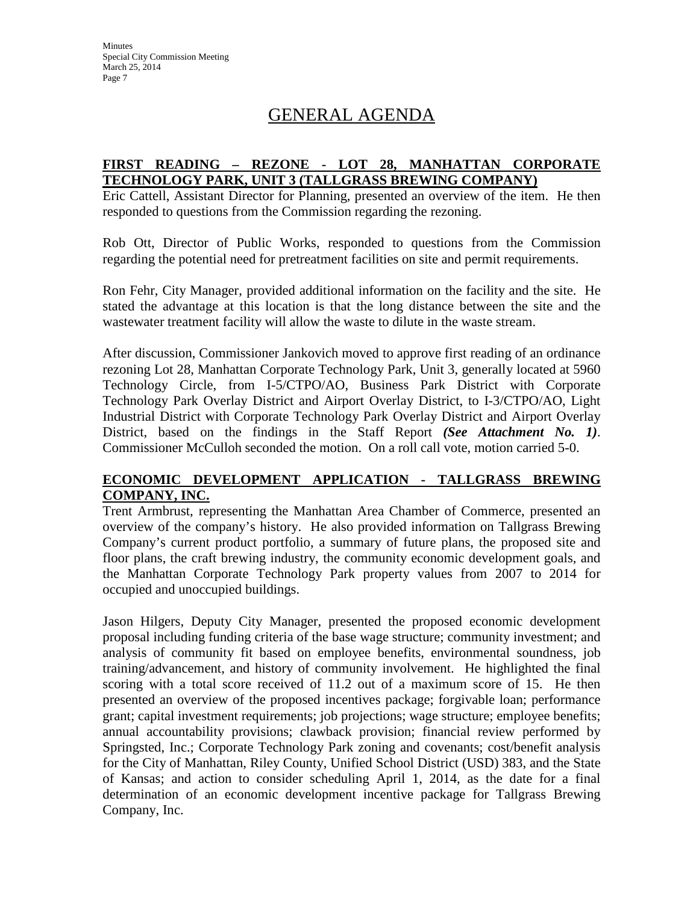# GENERAL AGENDA

## FIRST READING – REZONE - LOT 28, MANHATTAN CORPORATE TECHNOLOGY PARK, UNIT 3 (TALLGRASS BREWING COMPANY)

Eric Cattell, Assistant Director for Planning, presented an overview of the item. He then responded to questions from the Commission regarding the rezoning.

Rob Ott, Director of Public Works, responded to questions from the Commission regarding the potential need for pretreatment facilities on site and permit requirements.

Ron Fehr, City Manager, provided additional information on the facility and the site. He stated the advantage at this location is that the long distance between the site and the wastewater treatment facility will allow the waste to dilute in the waste stream.

After discussion, Commissioner Jankovich moved to approve first reading of an ordinance rezoning Lot 28, Manhattan Corporate Technology Park, Unit 3, generally located at 5960 Technology Circle, from I-5/CTPO/AO, Business Park District with Corporate Technology Park Overlay District and Airport Overlay District, to I-3/CTPO/AO, Light Industrial District with Corporate Technology Park Overlay District and Airport Overlay District, based on the findings in the Staff Report ***(See Attachment No. 1)***. Commissioner McCulloh seconded the motion. On a roll call vote, motion carried 5-0.

## ECONOMIC DEVELOPMENT APPLICATION - TALLGRASS BREWING COMPANY, INC.

Trent Armbrust, representing the Manhattan Area Chamber of Commerce, presented an overview of the company's history. He also provided information on Tallgrass Brewing Company's current product portfolio, a summary of future plans, the proposed site and floor plans, the craft brewing industry, the community economic development goals, and the Manhattan Corporate Technology Park property values from 2007 to 2014 for occupied and unoccupied buildings.

Jason Hilgers, Deputy City Manager, presented the proposed economic development proposal including funding criteria of the base wage structure; community investment; and analysis of community fit based on employee benefits, environmental soundness, job training/advancement, and history of community involvement. He highlighted the final scoring with a total score received of 11.2 out of a maximum score of 15. He then presented an overview of the proposed incentives package; forgivable loan; performance grant; capital investment requirements; job projections; wage structure; employee benefits; annual accountability provisions; clawback provision; financial review performed by Springsted, Inc.; Corporate Technology Park zoning and covenants; cost/benefit analysis for the City of Manhattan, Riley County, Unified School District (USD) 383, and the State of Kansas; and action to consider scheduling April 1, 2014, as the date for a final determination of an economic development incentive package for Tallgrass Brewing Company, Inc.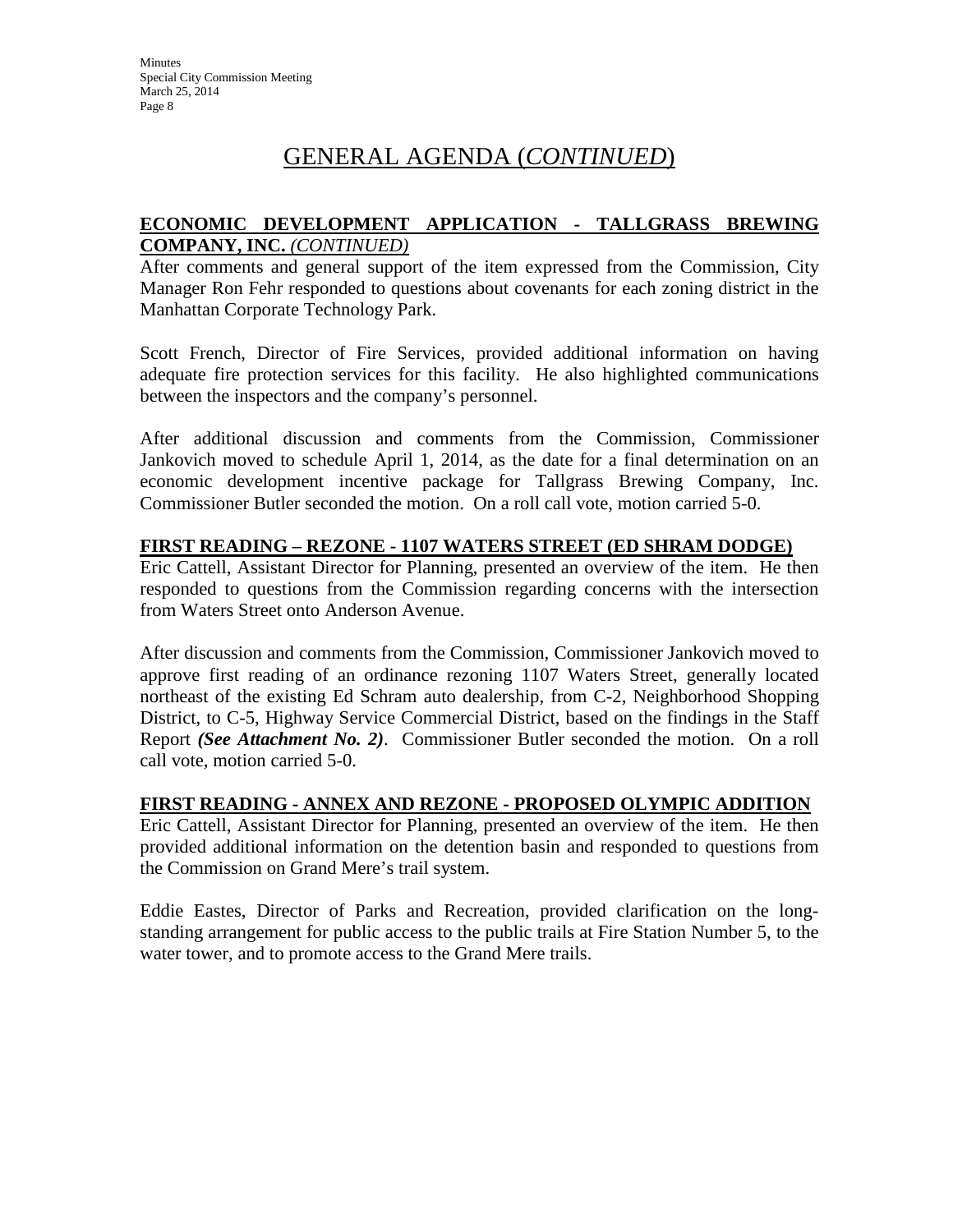# GENERAL AGENDA (*CONTINUED*)

**ECONOMIC DEVELOPMENT APPLICATION - TALLGRASS BREWING COMPANY, INC.** ***(CONTINUED)***

After comments and general support of the item expressed from the Commission, City Manager Ron Fehr responded to questions about covenants for each zoning district in the Manhattan Corporate Technology Park.

Scott French, Director of Fire Services, provided additional information on having adequate fire protection services for this facility. He also highlighted communications between the inspectors and the company's personnel.

After additional discussion and comments from the Commission, Commissioner Jankovich moved to schedule April 1, 2014, as the date for a final determination on an economic development incentive package for Tallgrass Brewing Company, Inc. Commissioner Butler seconded the motion. On a roll call vote, motion carried 5-0.

**FIRST READING – REZONE - 1107 WATERS STREET (ED SHRAM DODGE)**

Eric Cattell, Assistant Director for Planning, presented an overview of the item. He then responded to questions from the Commission regarding concerns with the intersection from Waters Street onto Anderson Avenue.

After discussion and comments from the Commission, Commissioner Jankovich moved to approve first reading of an ordinance rezoning 1107 Waters Street, generally located northeast of the existing Ed Schram auto dealership, from C-2, Neighborhood Shopping District, to C-5, Highway Service Commercial District, based on the findings in the Staff Report ***(See Attachment No. 2)***. Commissioner Butler seconded the motion. On a roll call vote, motion carried 5-0.

**FIRST READING - ANNEX AND REZONE - PROPOSED OLYMPIC ADDITION**

Eric Cattell, Assistant Director for Planning, presented an overview of the item. He then provided additional information on the detention basin and responded to questions from the Commission on Grand Mere's trail system.

Eddie Eastes, Director of Parks and Recreation, provided clarification on the long-standing arrangement for public access to the public trails at Fire Station Number 5, to the water tower, and to promote access to the Grand Mere trails.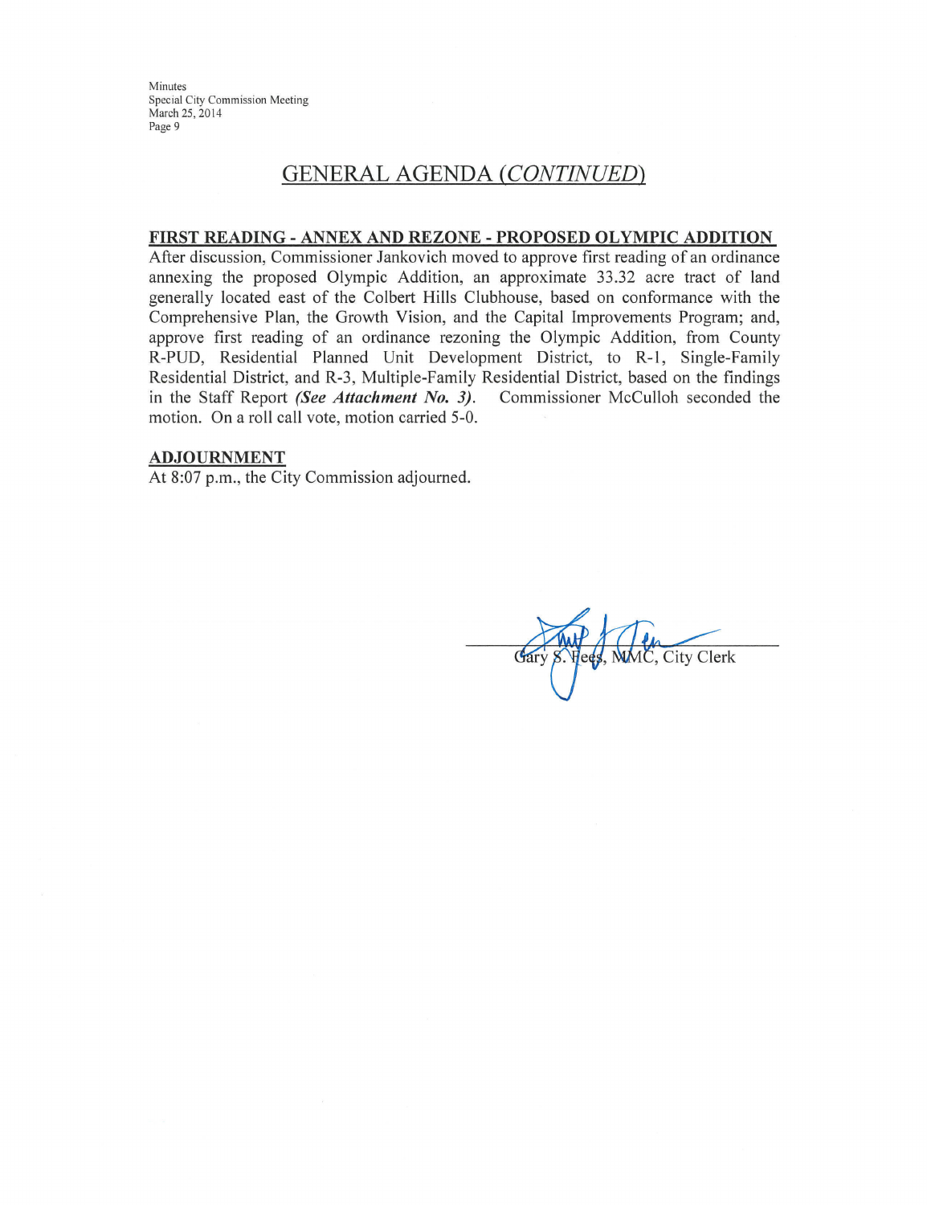## GENERAL AGENDA *(CONTINUED)*

**FIRST READING - ANNEX AND REZONE - PROPOSED OLYMPIC ADDITION**

After discussion, Commissioner Jankovich moved to approve first reading of an ordinance annexing the proposed Olympic Addition, an approximate 33.32 acre tract of land generally located east of the Colbert Hills Clubhouse, based on conformance with the Comprehensive Plan, the Growth Vision, and the Capital Improvements Program; and, approve first reading of an ordinance rezoning the Olympic Addition, from County R-PUD, Residential Planned Unit Development District, to R-1, Single-Family Residential District, and R-3, Multiple-Family Residential District, based on the findings in the Staff Report ***(See Attachment No. 3)***. Commissioner McCulloh seconded the motion. On a roll call vote, motion carried 5-0.

**ADJOURNMENT**

At 8:07 p.m., the City Commission adjourned.

Gary S. Fees, MMC, City Clerk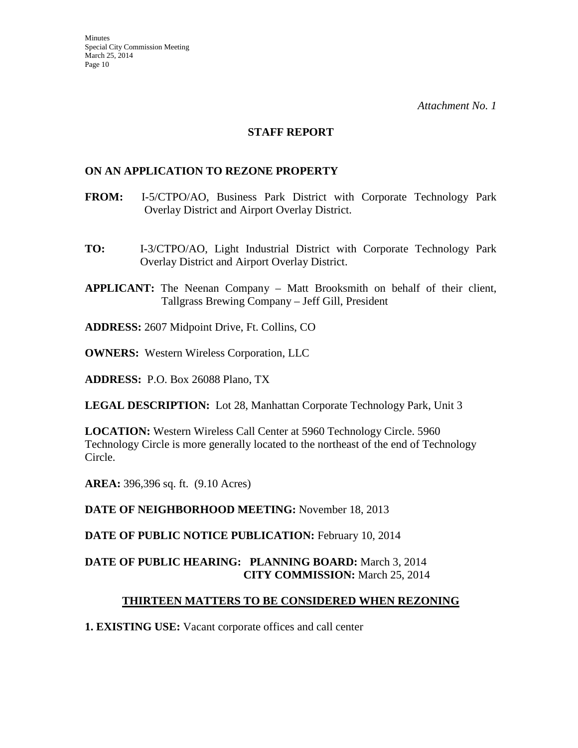*Attachment No. 1*

## STAFF REPORT

### ON AN APPLICATION TO REZONE PROPERTY

**FROM:** I-5/CTPO/AO, Business Park District with Corporate Technology Park Overlay District and Airport Overlay District.

**TO:** I-3/CTPO/AO, Light Industrial District with Corporate Technology Park Overlay District and Airport Overlay District.

**APPLICANT:** The Neenan Company – Matt Brooksmith on behalf of their client, Tallgrass Brewing Company – Jeff Gill, President

**ADDRESS:** 2607 Midpoint Drive, Ft. Collins, CO

**OWNERS:** Western Wireless Corporation, LLC

**ADDRESS:** P.O. Box 26088 Plano, TX

**LEGAL DESCRIPTION:** Lot 28, Manhattan Corporate Technology Park, Unit 3

**LOCATION:** Western Wireless Call Center at 5960 Technology Circle. 5960 Technology Circle is more generally located to the northeast of the end of Technology Circle.

**AREA:** 396,396 sq. ft. (9.10 Acres)

**DATE OF NEIGHBORHOOD MEETING:** November 18, 2013

**DATE OF PUBLIC NOTICE PUBLICATION:** February 10, 2014

**DATE OF PUBLIC HEARING: PLANNING BOARD:** March 3, 2014
**CITY COMMISSION:** March 25, 2014

### THIRTEEN MATTERS TO BE CONSIDERED WHEN REZONING

**1. EXISTING USE:** Vacant corporate offices and call center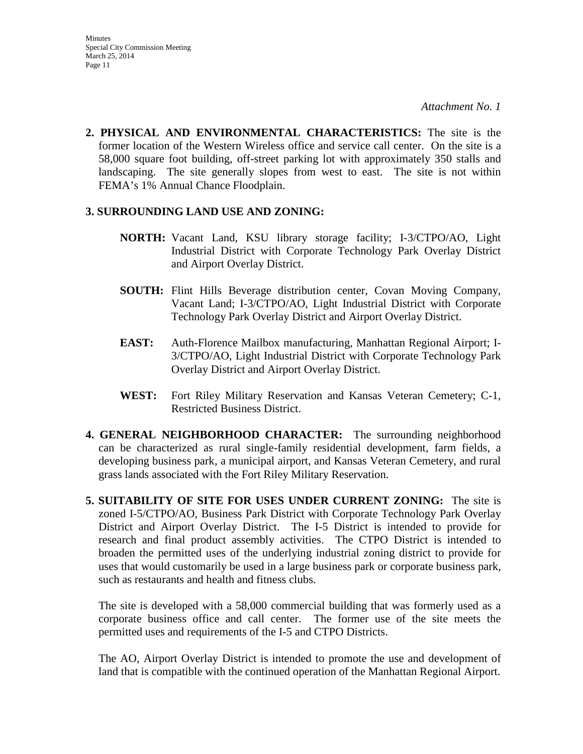*Attachment No. 1*

**2. PHYSICAL AND ENVIRONMENTAL CHARACTERISTICS:** The site is the former location of the Western Wireless office and service call center. On the site is a 58,000 square foot building, off-street parking lot with approximately 350 stalls and landscaping. The site generally slopes from west to east. The site is not within FEMA's 1% Annual Chance Floodplain.

**3. SURROUNDING LAND USE AND ZONING:**

**NORTH:** Vacant Land, KSU library storage facility; I-3/CTPO/AO, Light Industrial District with Corporate Technology Park Overlay District and Airport Overlay District.

**SOUTH:** Flint Hills Beverage distribution center, Covan Moving Company, Vacant Land; I-3/CTPO/AO, Light Industrial District with Corporate Technology Park Overlay District and Airport Overlay District.

**EAST:** Auth-Florence Mailbox manufacturing, Manhattan Regional Airport; I-3/CTPO/AO, Light Industrial District with Corporate Technology Park Overlay District and Airport Overlay District.

**WEST:** Fort Riley Military Reservation and Kansas Veteran Cemetery; C-1, Restricted Business District.

**4. GENERAL NEIGHBORHOOD CHARACTER:** The surrounding neighborhood can be characterized as rural single-family residential development, farm fields, a developing business park, a municipal airport, and Kansas Veteran Cemetery, and rural grass lands associated with the Fort Riley Military Reservation.

**5. SUITABILITY OF SITE FOR USES UNDER CURRENT ZONING:** The site is zoned I-5/CTPO/AO, Business Park District with Corporate Technology Park Overlay District and Airport Overlay District. The I-5 District is intended to provide for research and final product assembly activities. The CTPO District is intended to broaden the permitted uses of the underlying industrial zoning district to provide for uses that would customarily be used in a large business park or corporate business park, such as restaurants and health and fitness clubs.

The site is developed with a 58,000 commercial building that was formerly used as a corporate business office and call center. The former use of the site meets the permitted uses and requirements of the I-5 and CTPO Districts.

The AO, Airport Overlay District is intended to promote the use and development of land that is compatible with the continued operation of the Manhattan Regional Airport.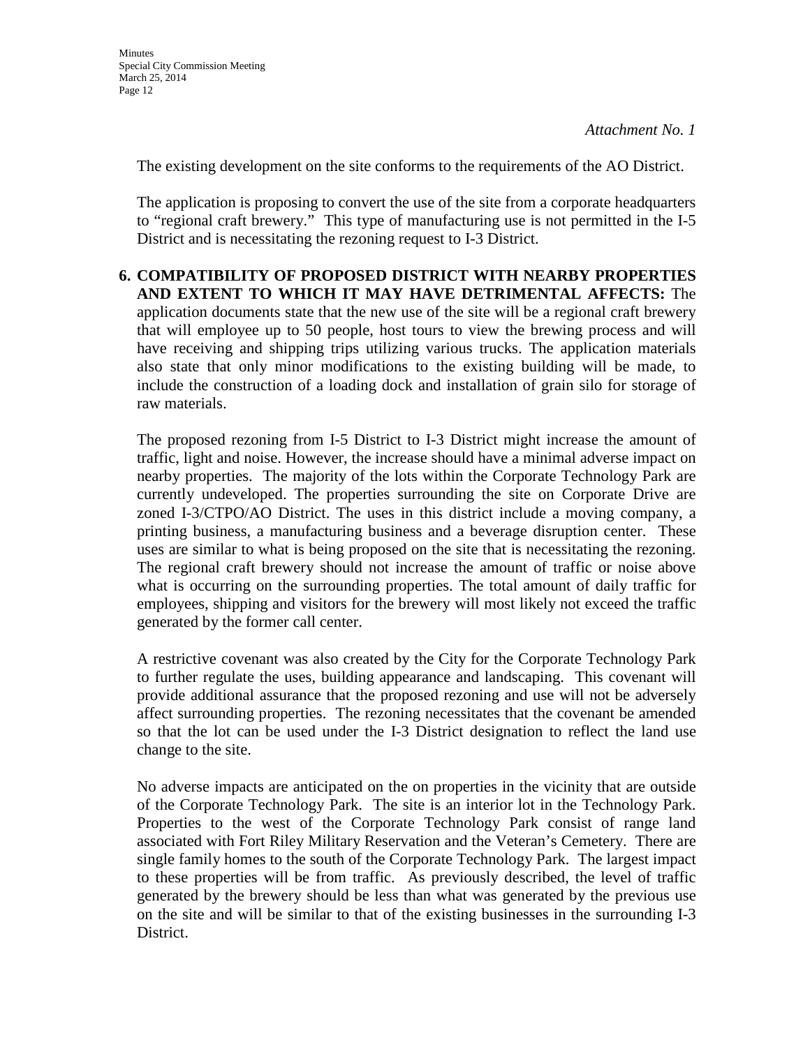*Attachment No. 1*

The existing development on the site conforms to the requirements of the AO District.

The application is proposing to convert the use of the site from a corporate headquarters to "regional craft brewery." This type of manufacturing use is not permitted in the I-5 District and is necessitating the rezoning request to I-3 District.

6. **COMPATIBILITY OF PROPOSED DISTRICT WITH NEARBY PROPERTIES AND EXTENT TO WHICH IT MAY HAVE DETRIMENTAL AFFECTS:** The application documents state that the new use of the site will be a regional craft brewery that will employee up to 50 people, host tours to view the brewing process and will have receiving and shipping trips utilizing various trucks. The application materials also state that only minor modifications to the existing building will be made, to include the construction of a loading dock and installation of grain silo for storage of raw materials.

   The proposed rezoning from I-5 District to I-3 District might increase the amount of traffic, light and noise. However, the increase should have a minimal adverse impact on nearby properties. The majority of the lots within the Corporate Technology Park are currently undeveloped. The properties surrounding the site on Corporate Drive are zoned I-3/CTPO/AO District. The uses in this district include a moving company, a printing business, a manufacturing business and a beverage disruption center. These uses are similar to what is being proposed on the site that is necessitating the rezoning. The regional craft brewery should not increase the amount of traffic or noise above what is occurring on the surrounding properties. The total amount of daily traffic for employees, shipping and visitors for the brewery will most likely not exceed the traffic generated by the former call center.

   A restrictive covenant was also created by the City for the Corporate Technology Park to further regulate the uses, building appearance and landscaping. This covenant will provide additional assurance that the proposed rezoning and use will not be adversely affect surrounding properties. The rezoning necessitates that the covenant be amended so that the lot can be used under the I-3 District designation to reflect the land use change to the site.

   No adverse impacts are anticipated on the on properties in the vicinity that are outside of the Corporate Technology Park. The site is an interior lot in the Technology Park. Properties to the west of the Corporate Technology Park consist of range land associated with Fort Riley Military Reservation and the Veteran's Cemetery. There are single family homes to the south of the Corporate Technology Park. The largest impact to these properties will be from traffic. As previously described, the level of traffic generated by the brewery should be less than what was generated by the previous use on the site and will be similar to that of the existing businesses in the surrounding I-3 District.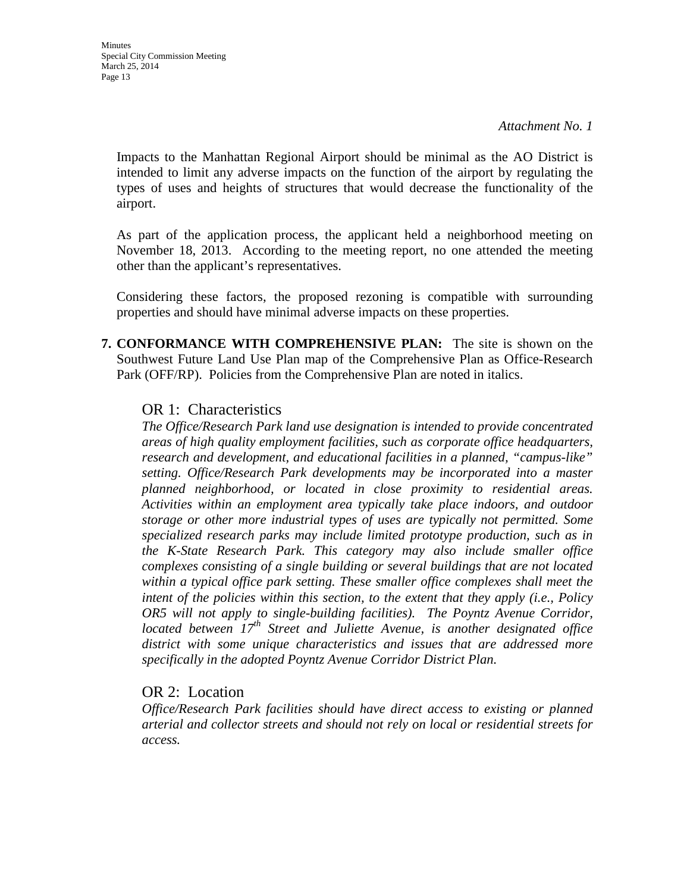*Attachment No. 1*

Impacts to the Manhattan Regional Airport should be minimal as the AO District is intended to limit any adverse impacts on the function of the airport by regulating the types of uses and heights of structures that would decrease the functionality of the airport.

As part of the application process, the applicant held a neighborhood meeting on November 18, 2013. According to the meeting report, no one attended the meeting other than the applicant's representatives.

Considering these factors, the proposed rezoning is compatible with surrounding properties and should have minimal adverse impacts on these properties.

**7. CONFORMANCE WITH COMPREHENSIVE PLAN:** The site is shown on the Southwest Future Land Use Plan map of the Comprehensive Plan as Office-Research Park (OFF/RP). Policies from the Comprehensive Plan are noted in italics.

OR 1: Characteristics

*The Office/Research Park land use designation is intended to provide concentrated areas of high quality employment facilities, such as corporate office headquarters, research and development, and educational facilities in a planned, "campus-like" setting. Office/Research Park developments may be incorporated into a master planned neighborhood, or located in close proximity to residential areas. Activities within an employment area typically take place indoors, and outdoor storage or other more industrial types of uses are typically not permitted. Some specialized research parks may include limited prototype production, such as in the K-State Research Park. This category may also include smaller office complexes consisting of a single building or several buildings that are not located within a typical office park setting. These smaller office complexes shall meet the intent of the policies within this section, to the extent that they apply (i.e., Policy OR5 will not apply to single-building facilities). The Poyntz Avenue Corridor, located between 17th Street and Juliette Avenue, is another designated office district with some unique characteristics and issues that are addressed more specifically in the adopted Poyntz Avenue Corridor District Plan.*

OR 2: Location

*Office/Research Park facilities should have direct access to existing or planned arterial and collector streets and should not rely on local or residential streets for access.*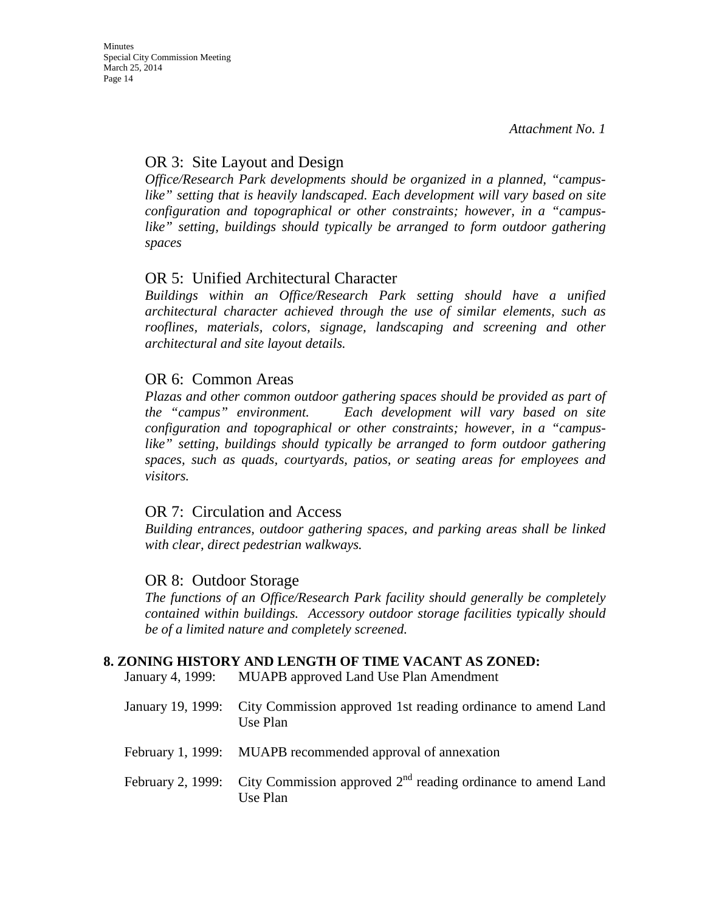*Attachment No. 1*

### OR 3: Site Layout and Design

*Office/Research Park developments should be organized in a planned, "campus-like" setting that is heavily landscaped. Each development will vary based on site configuration and topographical or other constraints; however, in a "campus-like" setting, buildings should typically be arranged to form outdoor gathering spaces*

### OR 5: Unified Architectural Character

*Buildings within an Office/Research Park setting should have a unified architectural character achieved through the use of similar elements, such as rooflines, materials, colors, signage, landscaping and screening and other architectural and site layout details.*

### OR 6: Common Areas

*Plazas and other common outdoor gathering spaces should be provided as part of the "campus" environment. Each development will vary based on site configuration and topographical or other constraints; however, in a "campus-like" setting, buildings should typically be arranged to form outdoor gathering spaces, such as quads, courtyards, patios, or seating areas for employees and visitors.*

### OR 7: Circulation and Access

*Building entrances, outdoor gathering spaces, and parking areas shall be linked with clear, direct pedestrian walkways.*

### OR 8: Outdoor Storage

*The functions of an Office/Research Park facility should generally be completely contained within buildings. Accessory outdoor storage facilities typically should be of a limited nature and completely screened.*

**8. ZONING HISTORY AND LENGTH OF TIME VACANT AS ZONED:**

| | |
|---|---|
| January 4, 1999: | MUAPB approved Land Use Plan Amendment |
| January 19, 1999: | City Commission approved 1st reading ordinance to amend Land Use Plan |
| February 1, 1999: | MUAPB recommended approval of annexation |
| February 2, 1999: | City Commission approved 2nd reading ordinance to amend Land Use Plan |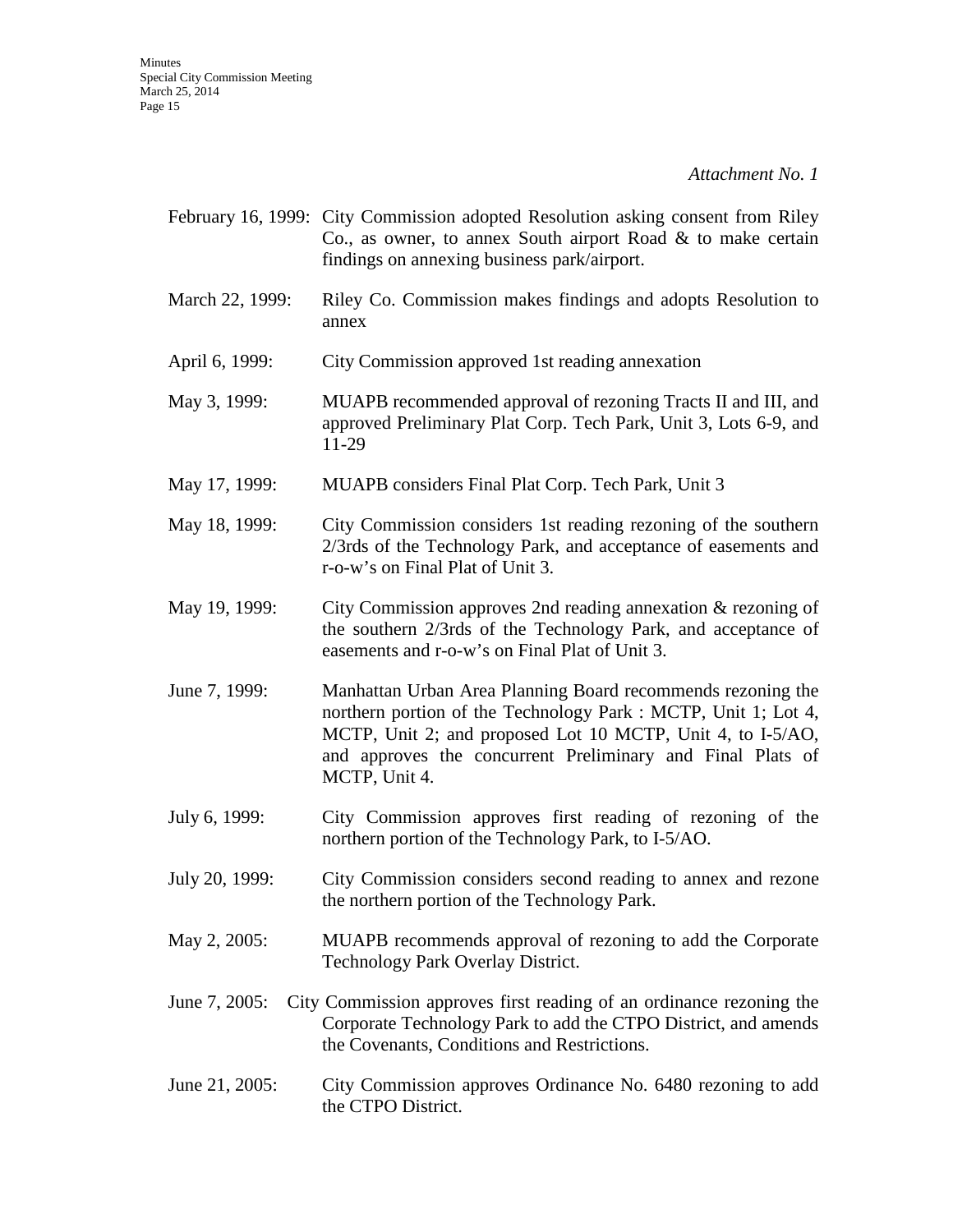*Attachment No. 1*

February 16, 1999: City Commission adopted Resolution asking consent from Riley Co., as owner, to annex South airport Road & to make certain findings on annexing business park/airport.

March 22, 1999: Riley Co. Commission makes findings and adopts Resolution to annex

April 6, 1999: City Commission approved 1st reading annexation

May 3, 1999: MUAPB recommended approval of rezoning Tracts II and III, and approved Preliminary Plat Corp. Tech Park, Unit 3, Lots 6-9, and 11-29

May 17, 1999: MUAPB considers Final Plat Corp. Tech Park, Unit 3

May 18, 1999: City Commission considers 1st reading rezoning of the southern 2/3rds of the Technology Park, and acceptance of easements and r-o-w's on Final Plat of Unit 3.

May 19, 1999: City Commission approves 2nd reading annexation & rezoning of the southern 2/3rds of the Technology Park, and acceptance of easements and r-o-w's on Final Plat of Unit 3.

June 7, 1999: Manhattan Urban Area Planning Board recommends rezoning the northern portion of the Technology Park : MCTP, Unit 1; Lot 4, MCTP, Unit 2; and proposed Lot 10 MCTP, Unit 4, to I-5/AO, and approves the concurrent Preliminary and Final Plats of MCTP, Unit 4.

July 6, 1999: City Commission approves first reading of rezoning of the northern portion of the Technology Park, to I-5/AO.

July 20, 1999: City Commission considers second reading to annex and rezone the northern portion of the Technology Park.

May 2, 2005: MUAPB recommends approval of rezoning to add the Corporate Technology Park Overlay District.

June 7, 2005: City Commission approves first reading of an ordinance rezoning the Corporate Technology Park to add the CTPO District, and amends the Covenants, Conditions and Restrictions.

June 21, 2005: City Commission approves Ordinance No. 6480 rezoning to add the CTPO District.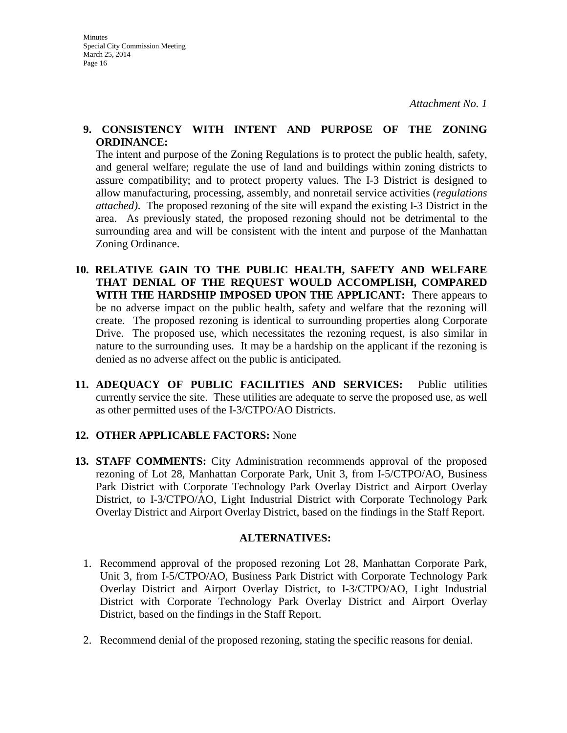*Attachment No. 1*

**9. CONSISTENCY WITH INTENT AND PURPOSE OF THE ZONING ORDINANCE:**
The intent and purpose of the Zoning Regulations is to protect the public health, safety, and general welfare; regulate the use of land and buildings within zoning districts to assure compatibility; and to protect property values. The I-3 District is designed to allow manufacturing, processing, assembly, and nonretail service activities (*regulations attached)*. The proposed rezoning of the site will expand the existing I-3 District in the area. As previously stated, the proposed rezoning should not be detrimental to the surrounding area and will be consistent with the intent and purpose of the Manhattan Zoning Ordinance.

**10. RELATIVE GAIN TO THE PUBLIC HEALTH, SAFETY AND WELFARE THAT DENIAL OF THE REQUEST WOULD ACCOMPLISH, COMPARED WITH THE HARDSHIP IMPOSED UPON THE APPLICANT:** There appears to be no adverse impact on the public health, safety and welfare that the rezoning will create. The proposed rezoning is identical to surrounding properties along Corporate Drive. The proposed use, which necessitates the rezoning request, is also similar in nature to the surrounding uses. It may be a hardship on the applicant if the rezoning is denied as no adverse affect on the public is anticipated.

**11. ADEQUACY OF PUBLIC FACILITIES AND SERVICES:** Public utilities currently service the site. These utilities are adequate to serve the proposed use, as well as other permitted uses of the I-3/CTPO/AO Districts.

**12. OTHER APPLICABLE FACTORS:** None

**13. STAFF COMMENTS:** City Administration recommends approval of the proposed rezoning of Lot 28, Manhattan Corporate Park, Unit 3, from I-5/CTPO/AO, Business Park District with Corporate Technology Park Overlay District and Airport Overlay District, to I-3/CTPO/AO, Light Industrial District with Corporate Technology Park Overlay District and Airport Overlay District, based on the findings in the Staff Report.

## ALTERNATIVES:

1. Recommend approval of the proposed rezoning Lot 28, Manhattan Corporate Park, Unit 3, from I-5/CTPO/AO, Business Park District with Corporate Technology Park Overlay District and Airport Overlay District, to I-3/CTPO/AO, Light Industrial District with Corporate Technology Park Overlay District and Airport Overlay District, based on the findings in the Staff Report.

2. Recommend denial of the proposed rezoning, stating the specific reasons for denial.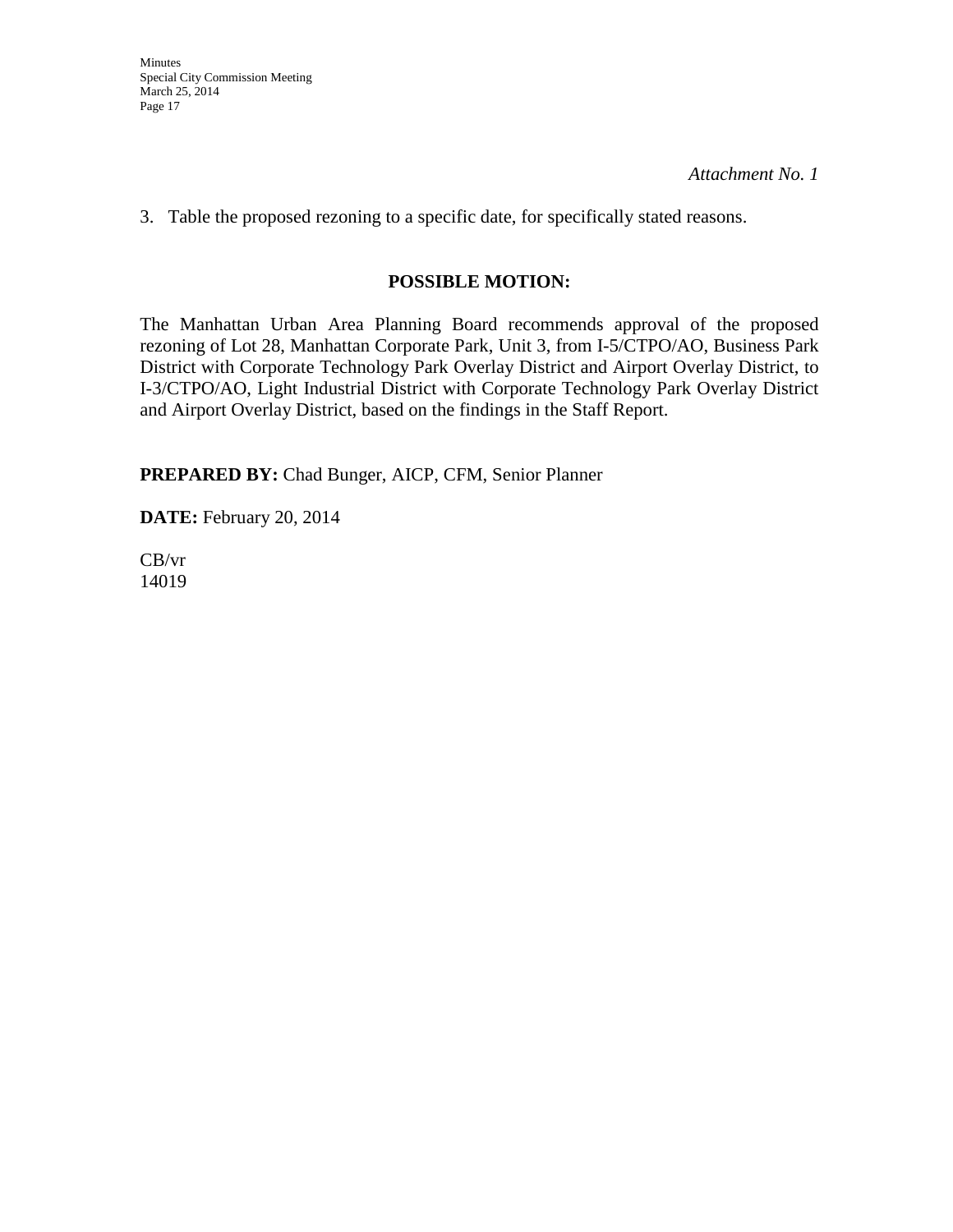*Attachment No. 1*

3. Table the proposed rezoning to a specific date, for specifically stated reasons.

**POSSIBLE MOTION:**

The Manhattan Urban Area Planning Board recommends approval of the proposed rezoning of Lot 28, Manhattan Corporate Park, Unit 3, from I-5/CTPO/AO, Business Park District with Corporate Technology Park Overlay District and Airport Overlay District, to I-3/CTPO/AO, Light Industrial District with Corporate Technology Park Overlay District and Airport Overlay District, based on the findings in the Staff Report.

**PREPARED BY:** Chad Bunger, AICP, CFM, Senior Planner

**DATE:** February 20, 2014

CB/vr
14019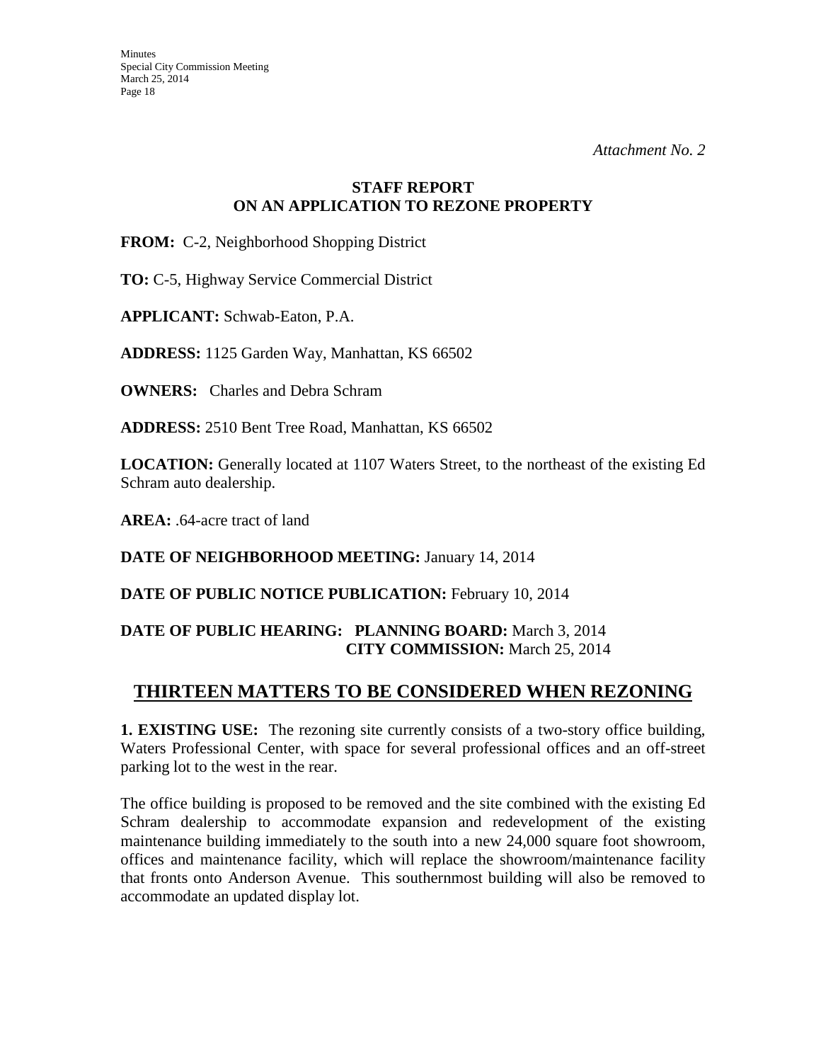*Attachment No. 2*

**STAFF REPORT**
**ON AN APPLICATION TO REZONE PROPERTY**

**FROM:** C-2, Neighborhood Shopping District

**TO:** C-5, Highway Service Commercial District

**APPLICANT:** Schwab-Eaton, P.A.

**ADDRESS:** 1125 Garden Way, Manhattan, KS 66502

**OWNERS:** Charles and Debra Schram

**ADDRESS:** 2510 Bent Tree Road, Manhattan, KS 66502

**LOCATION:** Generally located at 1107 Waters Street, to the northeast of the existing Ed Schram auto dealership.

**AREA:** .64-acre tract of land

**DATE OF NEIGHBORHOOD MEETING:** January 14, 2014

**DATE OF PUBLIC NOTICE PUBLICATION:** February 10, 2014

**DATE OF PUBLIC HEARING: PLANNING BOARD:** March 3, 2014
**CITY COMMISSION:** March 25, 2014

## THIRTEEN MATTERS TO BE CONSIDERED WHEN REZONING

**1. EXISTING USE:** The rezoning site currently consists of a two-story office building, Waters Professional Center, with space for several professional offices and an off-street parking lot to the west in the rear.

The office building is proposed to be removed and the site combined with the existing Ed Schram dealership to accommodate expansion and redevelopment of the existing maintenance building immediately to the south into a new 24,000 square foot showroom, offices and maintenance facility, which will replace the showroom/maintenance facility that fronts onto Anderson Avenue. This southernmost building will also be removed to accommodate an updated display lot.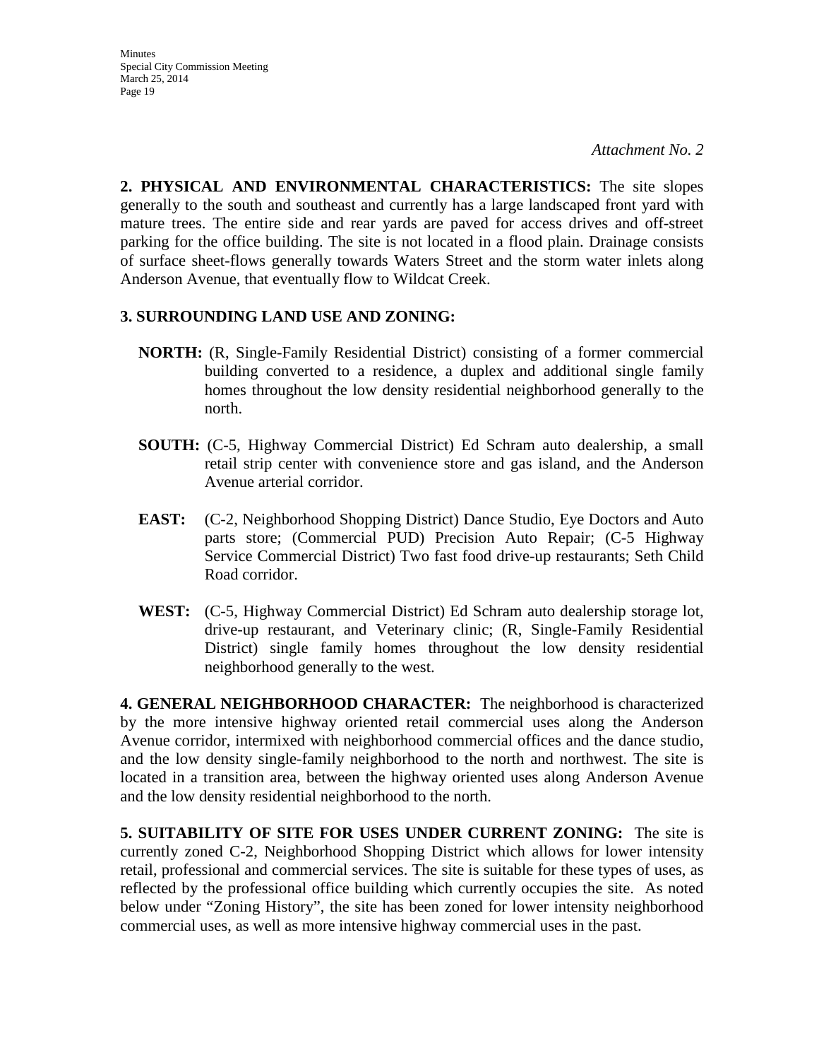*Attachment No. 2*

**2. PHYSICAL AND ENVIRONMENTAL CHARACTERISTICS:** The site slopes generally to the south and southeast and currently has a large landscaped front yard with mature trees. The entire side and rear yards are paved for access drives and off-street parking for the office building. The site is not located in a flood plain. Drainage consists of surface sheet-flows generally towards Waters Street and the storm water inlets along Anderson Avenue, that eventually flow to Wildcat Creek.

**3. SURROUNDING LAND USE AND ZONING:**

**NORTH:** (R, Single-Family Residential District) consisting of a former commercial building converted to a residence, a duplex and additional single family homes throughout the low density residential neighborhood generally to the north.

**SOUTH:** (C-5, Highway Commercial District) Ed Schram auto dealership, a small retail strip center with convenience store and gas island, and the Anderson Avenue arterial corridor.

**EAST:** (C-2, Neighborhood Shopping District) Dance Studio, Eye Doctors and Auto parts store; (Commercial PUD) Precision Auto Repair; (C-5 Highway Service Commercial District) Two fast food drive-up restaurants; Seth Child Road corridor.

**WEST:** (C-5, Highway Commercial District) Ed Schram auto dealership storage lot, drive-up restaurant, and Veterinary clinic; (R, Single-Family Residential District) single family homes throughout the low density residential neighborhood generally to the west.

**4. GENERAL NEIGHBORHOOD CHARACTER:** The neighborhood is characterized by the more intensive highway oriented retail commercial uses along the Anderson Avenue corridor, intermixed with neighborhood commercial offices and the dance studio, and the low density single-family neighborhood to the north and northwest. The site is located in a transition area, between the highway oriented uses along Anderson Avenue and the low density residential neighborhood to the north.

**5. SUITABILITY OF SITE FOR USES UNDER CURRENT ZONING:** The site is currently zoned C-2, Neighborhood Shopping District which allows for lower intensity retail, professional and commercial services. The site is suitable for these types of uses, as reflected by the professional office building which currently occupies the site. As noted below under "Zoning History", the site has been zoned for lower intensity neighborhood commercial uses, as well as more intensive highway commercial uses in the past.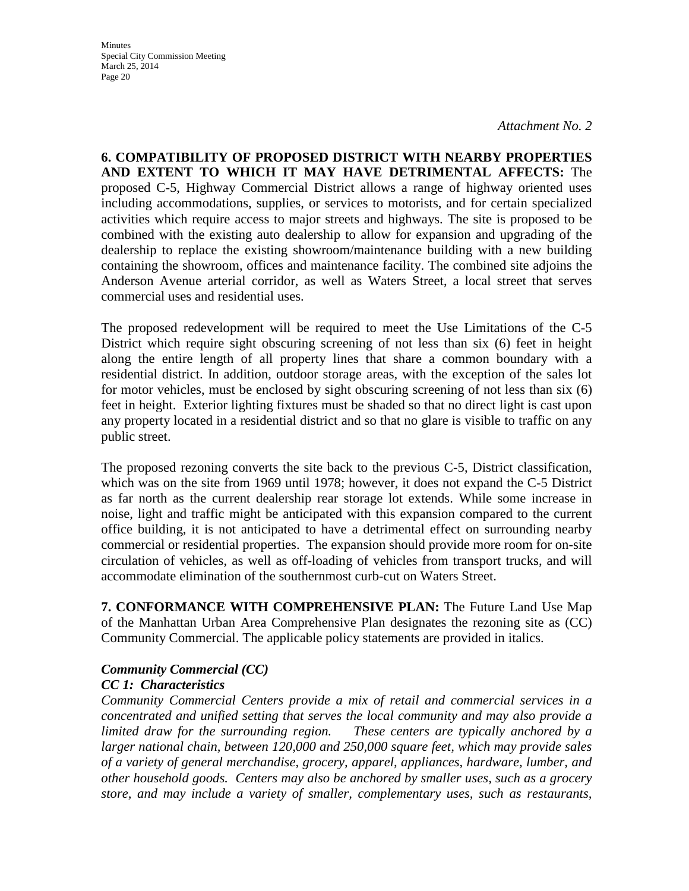*Attachment No. 2*

**6. COMPATIBILITY OF PROPOSED DISTRICT WITH NEARBY PROPERTIES AND EXTENT TO WHICH IT MAY HAVE DETRIMENTAL AFFECTS:** The proposed C-5, Highway Commercial District allows a range of highway oriented uses including accommodations, supplies, or services to motorists, and for certain specialized activities which require access to major streets and highways. The site is proposed to be combined with the existing auto dealership to allow for expansion and upgrading of the dealership to replace the existing showroom/maintenance building with a new building containing the showroom, offices and maintenance facility. The combined site adjoins the Anderson Avenue arterial corridor, as well as Waters Street, a local street that serves commercial uses and residential uses.

The proposed redevelopment will be required to meet the Use Limitations of the C-5 District which require sight obscuring screening of not less than six (6) feet in height along the entire length of all property lines that share a common boundary with a residential district. In addition, outdoor storage areas, with the exception of the sales lot for motor vehicles, must be enclosed by sight obscuring screening of not less than six (6) feet in height. Exterior lighting fixtures must be shaded so that no direct light is cast upon any property located in a residential district and so that no glare is visible to traffic on any public street.

The proposed rezoning converts the site back to the previous C-5, District classification, which was on the site from 1969 until 1978; however, it does not expand the C-5 District as far north as the current dealership rear storage lot extends. While some increase in noise, light and traffic might be anticipated with this expansion compared to the current office building, it is not anticipated to have a detrimental effect on surrounding nearby commercial or residential properties. The expansion should provide more room for on-site circulation of vehicles, as well as off-loading of vehicles from transport trucks, and will accommodate elimination of the southernmost curb-cut on Waters Street.

**7. CONFORMANCE WITH COMPREHENSIVE PLAN:** The Future Land Use Map of the Manhattan Urban Area Comprehensive Plan designates the rezoning site as (CC) Community Commercial. The applicable policy statements are provided in italics.

***Community Commercial (CC)***

***CC 1: Characteristics***

*Community Commercial Centers provide a mix of retail and commercial services in a concentrated and unified setting that serves the local community and may also provide a limited draw for the surrounding region. These centers are typically anchored by a larger national chain, between 120,000 and 250,000 square feet, which may provide sales of a variety of general merchandise, grocery, apparel, appliances, hardware, lumber, and other household goods. Centers may also be anchored by smaller uses, such as a grocery store, and may include a variety of smaller, complementary uses, such as restaurants,*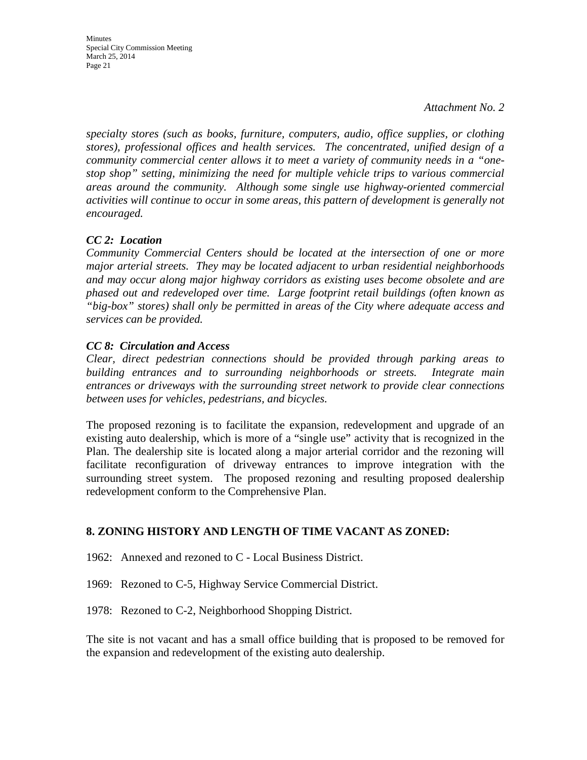*Attachment No. 2*

*specialty stores (such as books, furniture, computers, audio, office supplies, or clothing stores), professional offices and health services. The concentrated, unified design of a community commercial center allows it to meet a variety of community needs in a "one-stop shop" setting, minimizing the need for multiple vehicle trips to various commercial areas around the community. Although some single use highway-oriented commercial activities will continue to occur in some areas, this pattern of development is generally not encouraged.*

***CC 2: Location***
*Community Commercial Centers should be located at the intersection of one or more major arterial streets. They may be located adjacent to urban residential neighborhoods and may occur along major highway corridors as existing uses become obsolete and are phased out and redeveloped over time. Large footprint retail buildings (often known as "big-box" stores) shall only be permitted in areas of the City where adequate access and services can be provided.*

***CC 8: Circulation and Access***
*Clear, direct pedestrian connections should be provided through parking areas to building entrances and to surrounding neighborhoods or streets. Integrate main entrances or driveways with the surrounding street network to provide clear connections between uses for vehicles, pedestrians, and bicycles.*

The proposed rezoning is to facilitate the expansion, redevelopment and upgrade of an existing auto dealership, which is more of a "single use" activity that is recognized in the Plan. The dealership site is located along a major arterial corridor and the rezoning will facilitate reconfiguration of driveway entrances to improve integration with the surrounding street system. The proposed rezoning and resulting proposed dealership redevelopment conform to the Comprehensive Plan.

## 8. ZONING HISTORY AND LENGTH OF TIME VACANT AS ZONED:

1962: Annexed and rezoned to C - Local Business District.

1969: Rezoned to C-5, Highway Service Commercial District.

1978: Rezoned to C-2, Neighborhood Shopping District.

The site is not vacant and has a small office building that is proposed to be removed for the expansion and redevelopment of the existing auto dealership.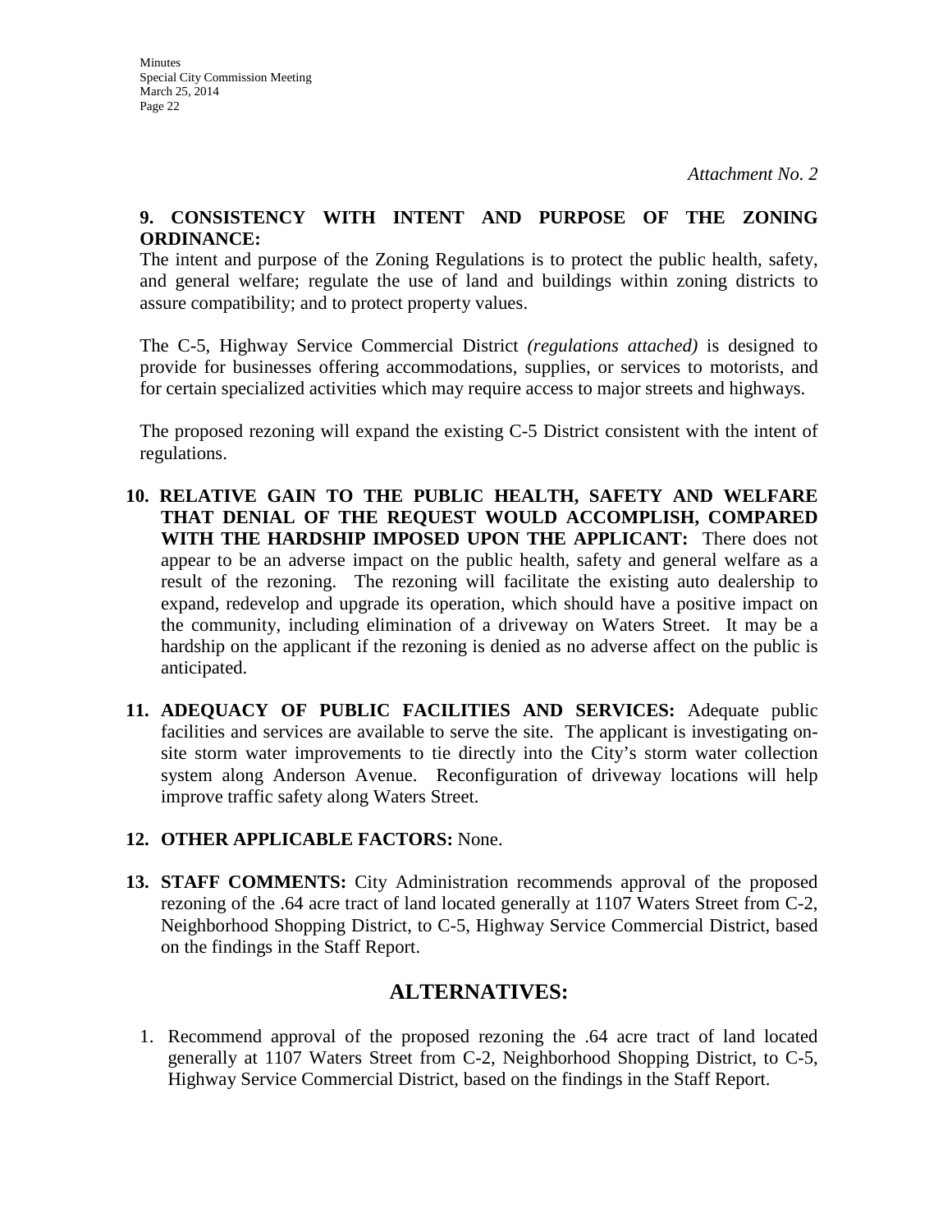*Attachment No. 2*

**9. CONSISTENCY WITH INTENT AND PURPOSE OF THE ZONING ORDINANCE:**

The intent and purpose of the Zoning Regulations is to protect the public health, safety, and general welfare; regulate the use of land and buildings within zoning districts to assure compatibility; and to protect property values.

The C-5, Highway Service Commercial District *(regulations attached)* is designed to provide for businesses offering accommodations, supplies, or services to motorists, and for certain specialized activities which may require access to major streets and highways.

The proposed rezoning will expand the existing C-5 District consistent with the intent of regulations.

10. **RELATIVE GAIN TO THE PUBLIC HEALTH, SAFETY AND WELFARE THAT DENIAL OF THE REQUEST WOULD ACCOMPLISH, COMPARED WITH THE HARDSHIP IMPOSED UPON THE APPLICANT:** There does not appear to be an adverse impact on the public health, safety and general welfare as a result of the rezoning. The rezoning will facilitate the existing auto dealership to expand, redevelop and upgrade its operation, which should have a positive impact on the community, including elimination of a driveway on Waters Street. It may be a hardship on the applicant if the rezoning is denied as no adverse affect on the public is anticipated.

11. **ADEQUACY OF PUBLIC FACILITIES AND SERVICES:** Adequate public facilities and services are available to serve the site. The applicant is investigating on-site storm water improvements to tie directly into the City's storm water collection system along Anderson Avenue. Reconfiguration of driveway locations will help improve traffic safety along Waters Street.

12. **OTHER APPLICABLE FACTORS:** None.

13. **STAFF COMMENTS:** City Administration recommends approval of the proposed rezoning of the .64 acre tract of land located generally at 1107 Waters Street from C-2, Neighborhood Shopping District, to C-5, Highway Service Commercial District, based on the findings in the Staff Report.

## ALTERNATIVES:

1. Recommend approval of the proposed rezoning the .64 acre tract of land located generally at 1107 Waters Street from C-2, Neighborhood Shopping District, to C-5, Highway Service Commercial District, based on the findings in the Staff Report.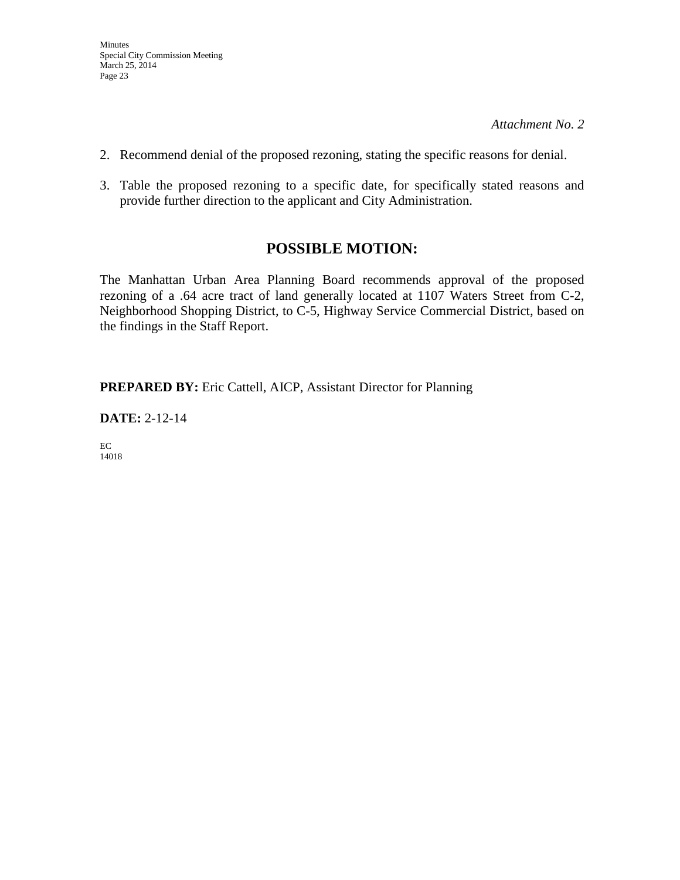*Attachment No. 2*

2. Recommend denial of the proposed rezoning, stating the specific reasons for denial.

3. Table the proposed rezoning to a specific date, for specifically stated reasons and provide further direction to the applicant and City Administration.

## POSSIBLE MOTION:

The Manhattan Urban Area Planning Board recommends approval of the proposed rezoning of a .64 acre tract of land generally located at 1107 Waters Street from C-2, Neighborhood Shopping District, to C-5, Highway Service Commercial District, based on the findings in the Staff Report.

**PREPARED BY:** Eric Cattell, AICP, Assistant Director for Planning

**DATE:** 2-12-14

EC
14018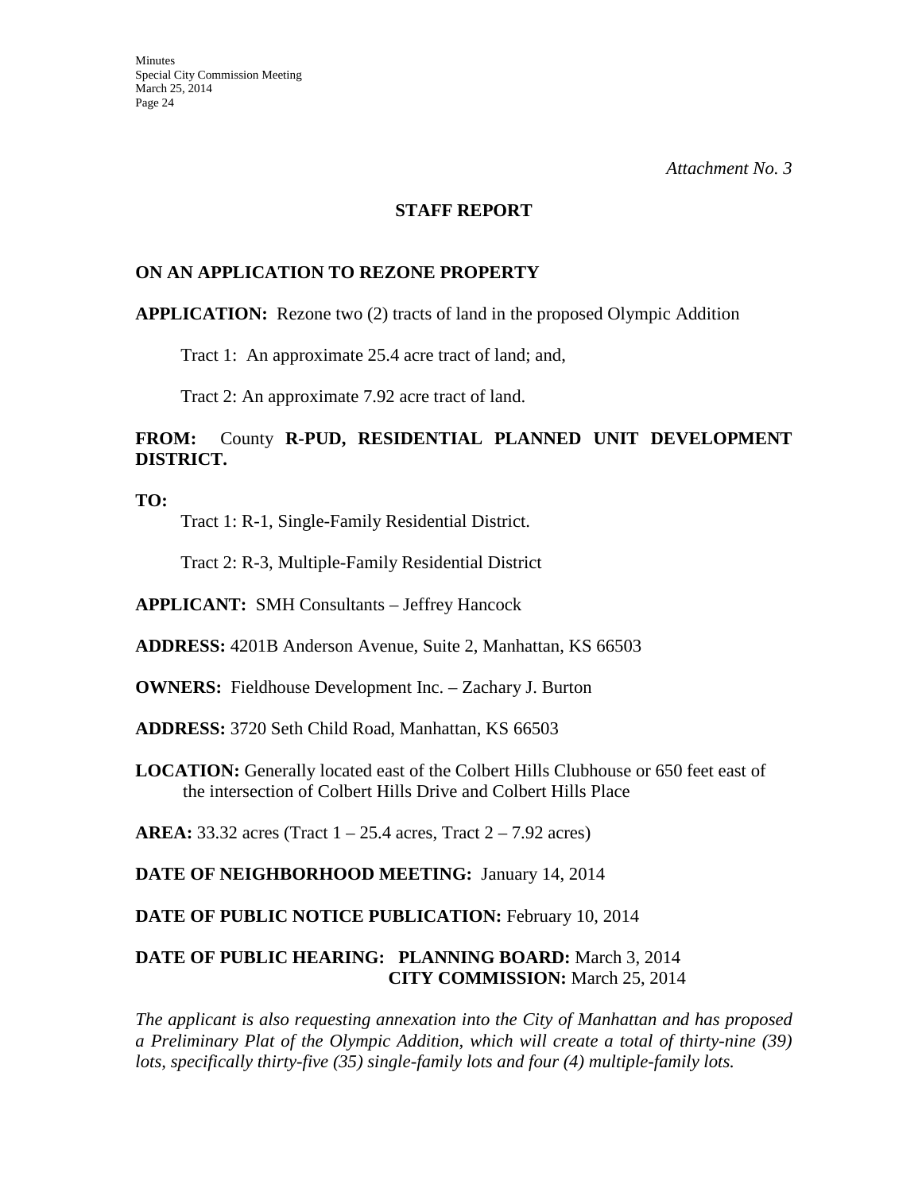*Attachment No. 3*

## STAFF REPORT

### ON AN APPLICATION TO REZONE PROPERTY

**APPLICATION:** Rezone two (2) tracts of land in the proposed Olympic Addition

Tract 1: An approximate 25.4 acre tract of land; and,

Tract 2: An approximate 7.92 acre tract of land.

**FROM:** County **R-PUD, RESIDENTIAL PLANNED UNIT DEVELOPMENT DISTRICT.**

**TO:**

Tract 1: R-1, Single-Family Residential District.

Tract 2: R-3, Multiple-Family Residential District

**APPLICANT:** SMH Consultants – Jeffrey Hancock

**ADDRESS:** 4201B Anderson Avenue, Suite 2, Manhattan, KS 66503

**OWNERS:** Fieldhouse Development Inc. – Zachary J. Burton

**ADDRESS:** 3720 Seth Child Road, Manhattan, KS 66503

**LOCATION:** Generally located east of the Colbert Hills Clubhouse or 650 feet east of the intersection of Colbert Hills Drive and Colbert Hills Place

**AREA:** 33.32 acres (Tract 1 – 25.4 acres, Tract 2 – 7.92 acres)

**DATE OF NEIGHBORHOOD MEETING:** January 14, 2014

**DATE OF PUBLIC NOTICE PUBLICATION:** February 10, 2014

**DATE OF PUBLIC HEARING: PLANNING BOARD:** March 3, 2014
**CITY COMMISSION:** March 25, 2014

*The applicant is also requesting annexation into the City of Manhattan and has proposed a Preliminary Plat of the Olympic Addition, which will create a total of thirty-nine (39) lots, specifically thirty-five (35) single-family lots and four (4) multiple-family lots.*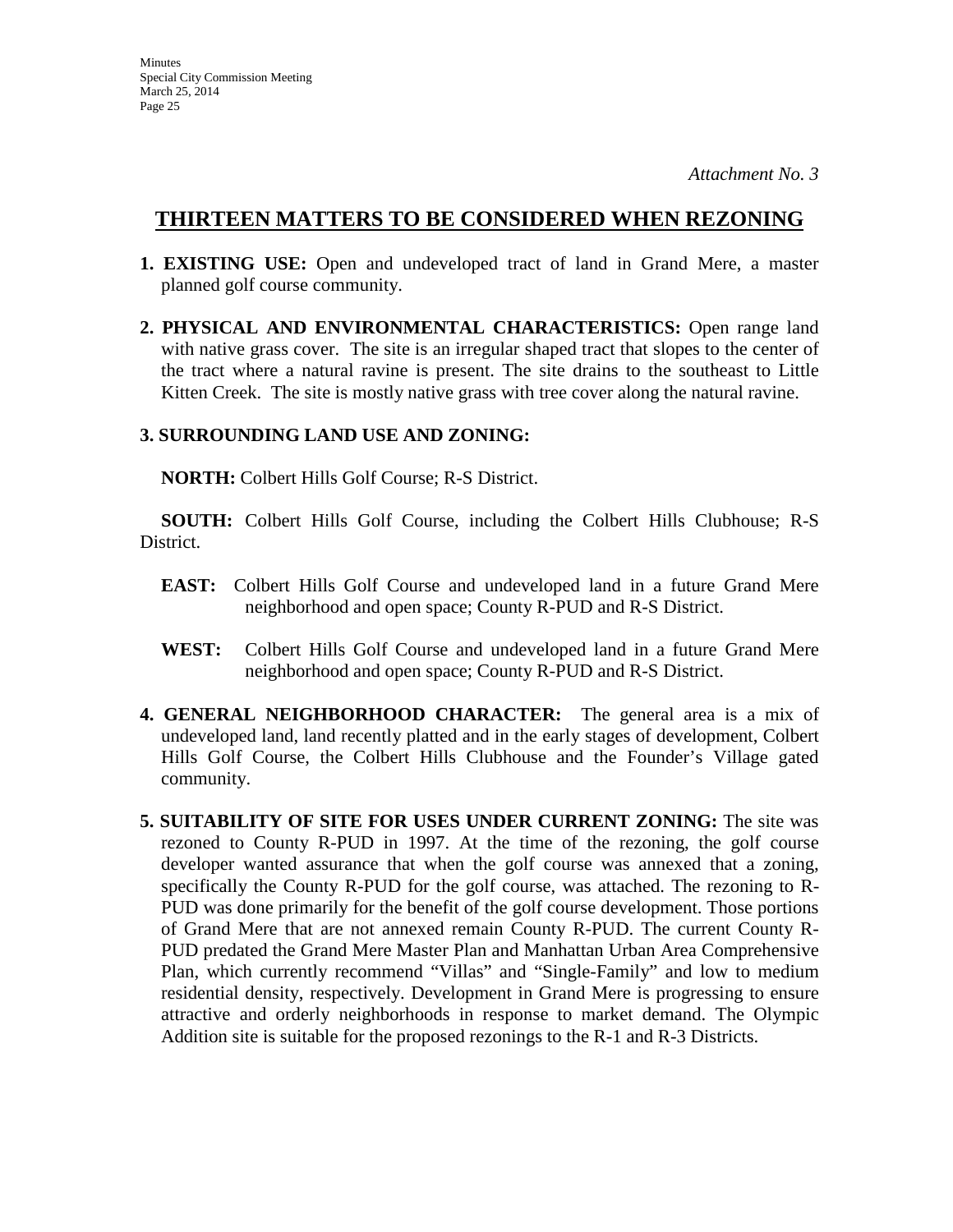*Attachment No. 3*

## THIRTEEN MATTERS TO BE CONSIDERED WHEN REZONING

**1. EXISTING USE:** Open and undeveloped tract of land in Grand Mere, a master planned golf course community.

**2. PHYSICAL AND ENVIRONMENTAL CHARACTERISTICS:** Open range land with native grass cover. The site is an irregular shaped tract that slopes to the center of the tract where a natural ravine is present. The site drains to the southeast to Little Kitten Creek. The site is mostly native grass with tree cover along the natural ravine.

**3. SURROUNDING LAND USE AND ZONING:**

**NORTH:** Colbert Hills Golf Course; R-S District.

**SOUTH:** Colbert Hills Golf Course, including the Colbert Hills Clubhouse; R-S District.

**EAST:** Colbert Hills Golf Course and undeveloped land in a future Grand Mere neighborhood and open space; County R-PUD and R-S District.

**WEST:** Colbert Hills Golf Course and undeveloped land in a future Grand Mere neighborhood and open space; County R-PUD and R-S District.

**4. GENERAL NEIGHBORHOOD CHARACTER:** The general area is a mix of undeveloped land, land recently platted and in the early stages of development, Colbert Hills Golf Course, the Colbert Hills Clubhouse and the Founder's Village gated community.

**5. SUITABILITY OF SITE FOR USES UNDER CURRENT ZONING:** The site was rezoned to County R-PUD in 1997. At the time of the rezoning, the golf course developer wanted assurance that when the golf course was annexed that a zoning, specifically the County R-PUD for the golf course, was attached. The rezoning to R-PUD was done primarily for the benefit of the golf course development. Those portions of Grand Mere that are not annexed remain County R-PUD. The current County R-PUD predated the Grand Mere Master Plan and Manhattan Urban Area Comprehensive Plan, which currently recommend "Villas" and "Single-Family" and low to medium residential density, respectively. Development in Grand Mere is progressing to ensure attractive and orderly neighborhoods in response to market demand. The Olympic Addition site is suitable for the proposed rezonings to the R-1 and R-3 Districts.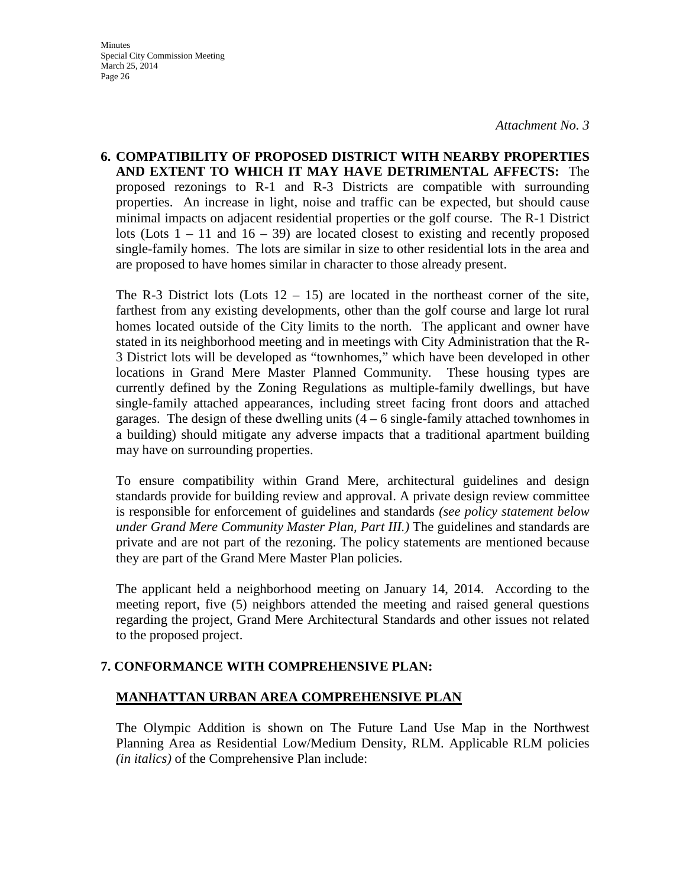*Attachment No. 3*

**6. COMPATIBILITY OF PROPOSED DISTRICT WITH NEARBY PROPERTIES AND EXTENT TO WHICH IT MAY HAVE DETRIMENTAL AFFECTS:** The proposed rezonings to R-1 and R-3 Districts are compatible with surrounding properties. An increase in light, noise and traffic can be expected, but should cause minimal impacts on adjacent residential properties or the golf course. The R-1 District lots (Lots 1 – 11 and 16 – 39) are located closest to existing and recently proposed single-family homes. The lots are similar in size to other residential lots in the area and are proposed to have homes similar in character to those already present.

The R-3 District lots (Lots 12 – 15) are located in the northeast corner of the site, farthest from any existing developments, other than the golf course and large lot rural homes located outside of the City limits to the north. The applicant and owner have stated in its neighborhood meeting and in meetings with City Administration that the R-3 District lots will be developed as "townhomes," which have been developed in other locations in Grand Mere Master Planned Community. These housing types are currently defined by the Zoning Regulations as multiple-family dwellings, but have single-family attached appearances, including street facing front doors and attached garages. The design of these dwelling units (4 – 6 single-family attached townhomes in a building) should mitigate any adverse impacts that a traditional apartment building may have on surrounding properties.

To ensure compatibility within Grand Mere, architectural guidelines and design standards provide for building review and approval. A private design review committee is responsible for enforcement of guidelines and standards *(see policy statement below under Grand Mere Community Master Plan, Part III.)* The guidelines and standards are private and are not part of the rezoning. The policy statements are mentioned because they are part of the Grand Mere Master Plan policies.

The applicant held a neighborhood meeting on January 14, 2014. According to the meeting report, five (5) neighbors attended the meeting and raised general questions regarding the project, Grand Mere Architectural Standards and other issues not related to the proposed project.

**7. CONFORMANCE WITH COMPREHENSIVE PLAN:**

**MANHATTAN URBAN AREA COMPREHENSIVE PLAN**

The Olympic Addition is shown on The Future Land Use Map in the Northwest Planning Area as Residential Low/Medium Density, RLM. Applicable RLM policies *(in italics)* of the Comprehensive Plan include: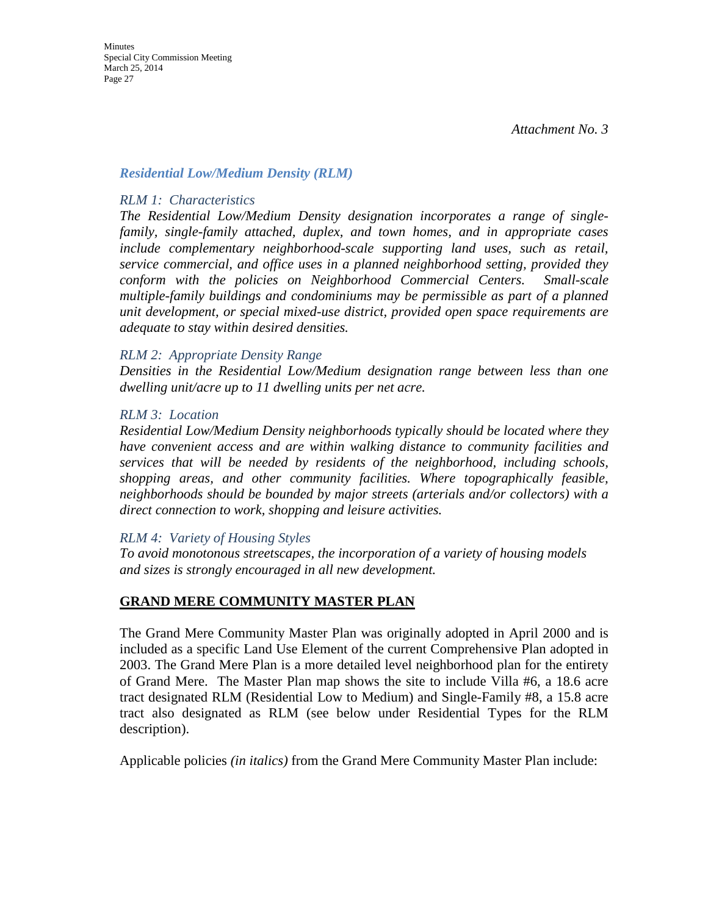*Attachment No. 3*

***Residential Low/Medium Density (RLM)***

*RLM 1: Characteristics*

*The Residential Low/Medium Density designation incorporates a range of single-family, single-family attached, duplex, and town homes, and in appropriate cases include complementary neighborhood-scale supporting land uses, such as retail, service commercial, and office uses in a planned neighborhood setting, provided they conform with the policies on Neighborhood Commercial Centers. Small-scale multiple-family buildings and condominiums may be permissible as part of a planned unit development, or special mixed-use district, provided open space requirements are adequate to stay within desired densities.*

*RLM 2: Appropriate Density Range*

*Densities in the Residential Low/Medium designation range between less than one dwelling unit/acre up to 11 dwelling units per net acre.*

*RLM 3: Location*

*Residential Low/Medium Density neighborhoods typically should be located where they have convenient access and are within walking distance to community facilities and services that will be needed by residents of the neighborhood, including schools, shopping areas, and other community facilities. Where topographically feasible, neighborhoods should be bounded by major streets (arterials and/or collectors) with a direct connection to work, shopping and leisure activities.*

*RLM 4: Variety of Housing Styles*

*To avoid monotonous streetscapes, the incorporation of a variety of housing models and sizes is strongly encouraged in all new development.*

## GRAND MERE COMMUNITY MASTER PLAN

The Grand Mere Community Master Plan was originally adopted in April 2000 and is included as a specific Land Use Element of the current Comprehensive Plan adopted in 2003. The Grand Mere Plan is a more detailed level neighborhood plan for the entirety of Grand Mere. The Master Plan map shows the site to include Villa #6, a 18.6 acre tract designated RLM (Residential Low to Medium) and Single-Family #8, a 15.8 acre tract also designated as RLM (see below under Residential Types for the RLM description).

Applicable policies *(in italics)* from the Grand Mere Community Master Plan include: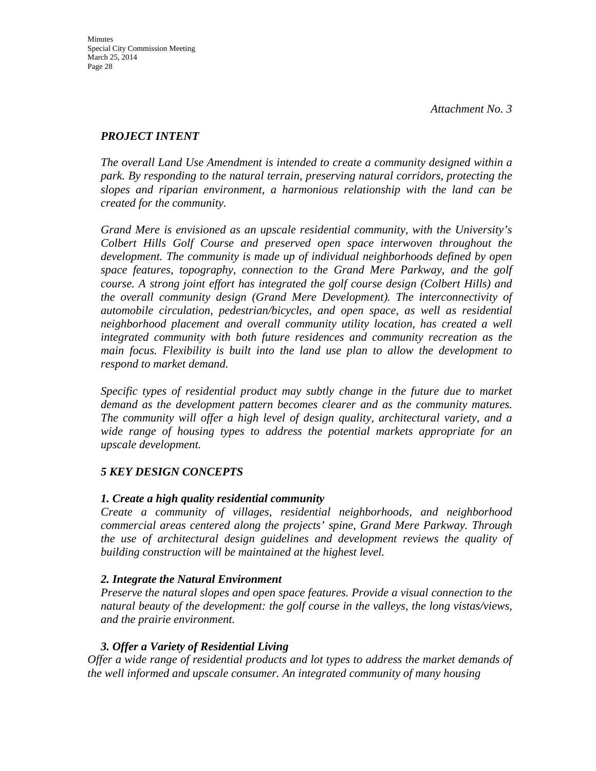*Attachment No. 3*

## *PROJECT INTENT*

*The overall Land Use Amendment is intended to create a community designed within a park. By responding to the natural terrain, preserving natural corridors, protecting the slopes and riparian environment, a harmonious relationship with the land can be created for the community.*

*Grand Mere is envisioned as an upscale residential community, with the University's Colbert Hills Golf Course and preserved open space interwoven throughout the development. The community is made up of individual neighborhoods defined by open space features, topography, connection to the Grand Mere Parkway, and the golf course. A strong joint effort has integrated the golf course design (Colbert Hills) and the overall community design (Grand Mere Development). The interconnectivity of automobile circulation, pedestrian/bicycles, and open space, as well as residential neighborhood placement and overall community utility location, has created a well integrated community with both future residences and community recreation as the main focus. Flexibility is built into the land use plan to allow the development to respond to market demand.*

*Specific types of residential product may subtly change in the future due to market demand as the development pattern becomes clearer and as the community matures. The community will offer a high level of design quality, architectural variety, and a wide range of housing types to address the potential markets appropriate for an upscale development.*

## *5 KEY DESIGN CONCEPTS*

### *1. Create a high quality residential community*

*Create a community of villages, residential neighborhoods, and neighborhood commercial areas centered along the projects' spine, Grand Mere Parkway. Through the use of architectural design guidelines and development reviews the quality of building construction will be maintained at the highest level.*

### *2. Integrate the Natural Environment*

*Preserve the natural slopes and open space features. Provide a visual connection to the natural beauty of the development: the golf course in the valleys, the long vistas/views, and the prairie environment.*

### *3. Offer a Variety of Residential Living*

*Offer a wide range of residential products and lot types to address the market demands of the well informed and upscale consumer. An integrated community of many housing*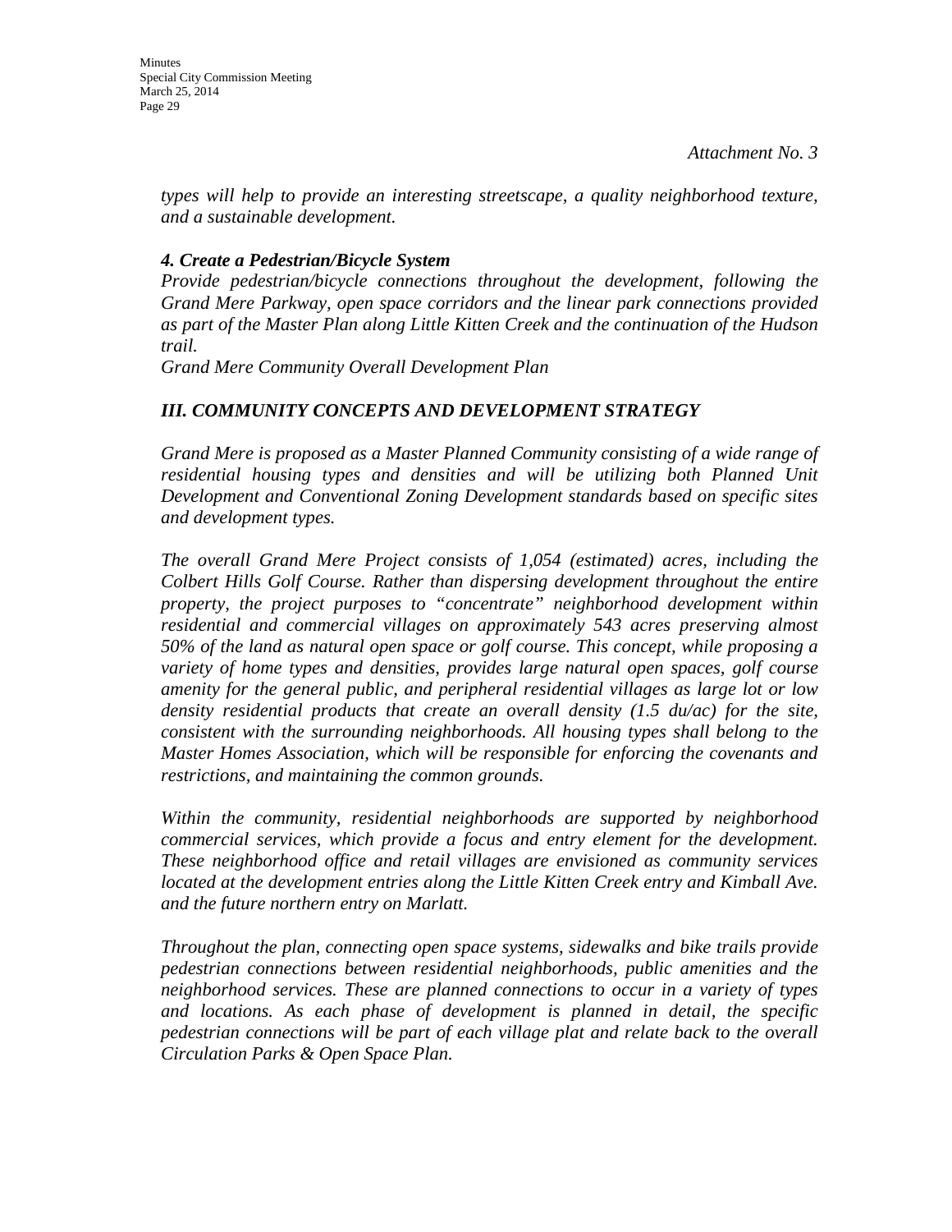*Attachment No. 3*

*types will help to provide an interesting streetscape, a quality neighborhood texture, and a sustainable development.*

***4. Create a Pedestrian/Bicycle System***

*Provide pedestrian/bicycle connections throughout the development, following the Grand Mere Parkway, open space corridors and the linear park connections provided as part of the Master Plan along Little Kitten Creek and the continuation of the Hudson trail.*

*Grand Mere Community Overall Development Plan*

## *III. COMMUNITY CONCEPTS AND DEVELOPMENT STRATEGY*

*Grand Mere is proposed as a Master Planned Community consisting of a wide range of residential housing types and densities and will be utilizing both Planned Unit Development and Conventional Zoning Development standards based on specific sites and development types.*

*The overall Grand Mere Project consists of 1,054 (estimated) acres, including the Colbert Hills Golf Course. Rather than dispersing development throughout the entire property, the project purposes to "concentrate" neighborhood development within residential and commercial villages on approximately 543 acres preserving almost 50% of the land as natural open space or golf course. This concept, while proposing a variety of home types and densities, provides large natural open spaces, golf course amenity for the general public, and peripheral residential villages as large lot or low density residential products that create an overall density (1.5 du/ac) for the site, consistent with the surrounding neighborhoods. All housing types shall belong to the Master Homes Association, which will be responsible for enforcing the covenants and restrictions, and maintaining the common grounds.*

*Within the community, residential neighborhoods are supported by neighborhood commercial services, which provide a focus and entry element for the development. These neighborhood office and retail villages are envisioned as community services located at the development entries along the Little Kitten Creek entry and Kimball Ave. and the future northern entry on Marlatt.*

*Throughout the plan, connecting open space systems, sidewalks and bike trails provide pedestrian connections between residential neighborhoods, public amenities and the neighborhood services. These are planned connections to occur in a variety of types and locations. As each phase of development is planned in detail, the specific pedestrian connections will be part of each village plat and relate back to the overall Circulation Parks & Open Space Plan.*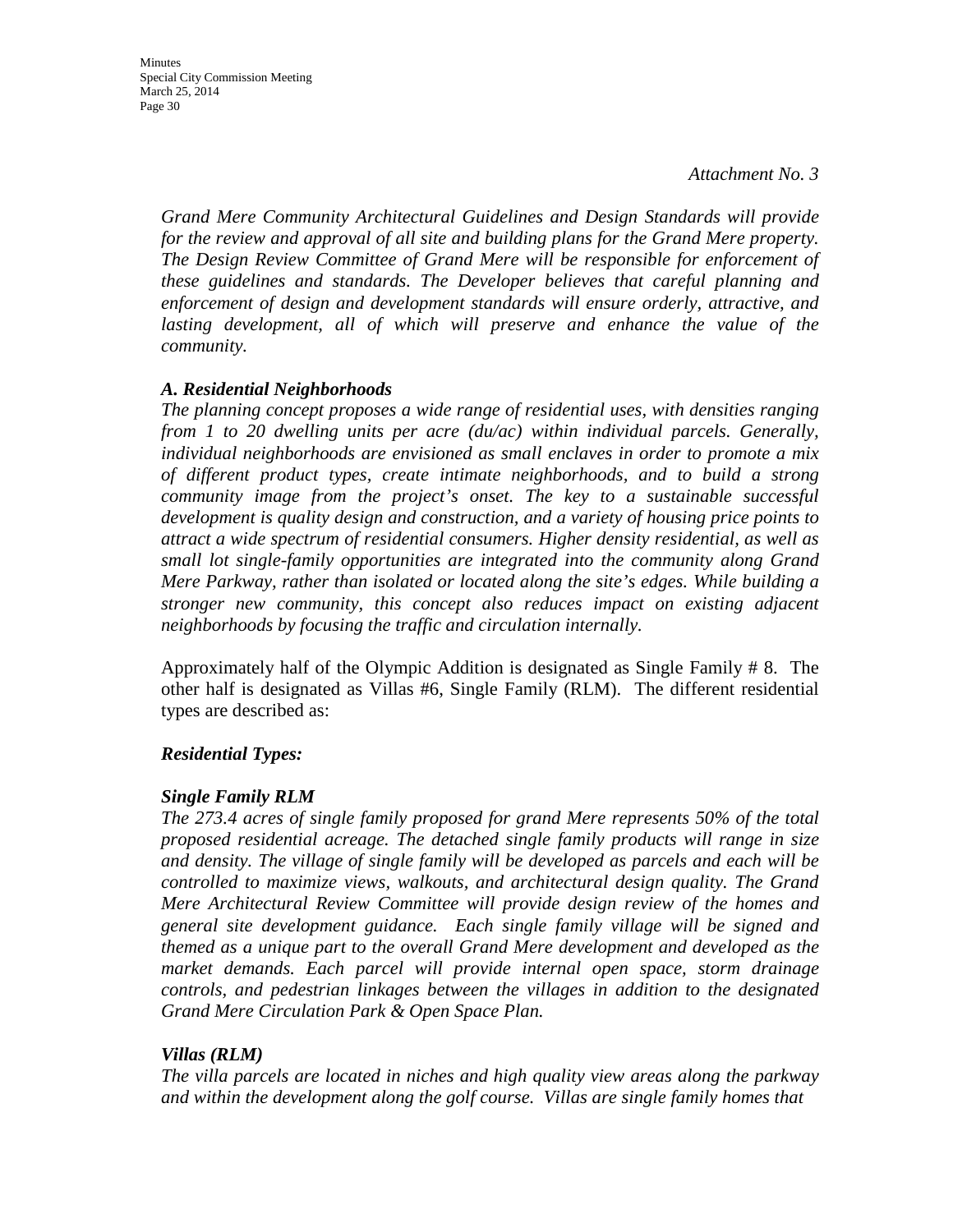*Attachment No. 3*

*Grand Mere Community Architectural Guidelines and Design Standards will provide for the review and approval of all site and building plans for the Grand Mere property. The Design Review Committee of Grand Mere will be responsible for enforcement of these guidelines and standards. The Developer believes that careful planning and enforcement of design and development standards will ensure orderly, attractive, and lasting development, all of which will preserve and enhance the value of the community.*

***A. Residential Neighborhoods***

*The planning concept proposes a wide range of residential uses, with densities ranging from 1 to 20 dwelling units per acre (du/ac) within individual parcels. Generally, individual neighborhoods are envisioned as small enclaves in order to promote a mix of different product types, create intimate neighborhoods, and to build a strong community image from the project's onset. The key to a sustainable successful development is quality design and construction, and a variety of housing price points to attract a wide spectrum of residential consumers. Higher density residential, as well as small lot single-family opportunities are integrated into the community along Grand Mere Parkway, rather than isolated or located along the site's edges. While building a stronger new community, this concept also reduces impact on existing adjacent neighborhoods by focusing the traffic and circulation internally.*

Approximately half of the Olympic Addition is designated as Single Family # 8. The other half is designated as Villas #6, Single Family (RLM). The different residential types are described as:

***Residential Types:***

***Single Family RLM***

*The 273.4 acres of single family proposed for grand Mere represents 50% of the total proposed residential acreage. The detached single family products will range in size and density. The village of single family will be developed as parcels and each will be controlled to maximize views, walkouts, and architectural design quality. The Grand Mere Architectural Review Committee will provide design review of the homes and general site development guidance. Each single family village will be signed and themed as a unique part to the overall Grand Mere development and developed as the market demands. Each parcel will provide internal open space, storm drainage controls, and pedestrian linkages between the villages in addition to the designated Grand Mere Circulation Park & Open Space Plan.*

***Villas (RLM)***

*The villa parcels are located in niches and high quality view areas along the parkway and within the development along the golf course. Villas are single family homes that*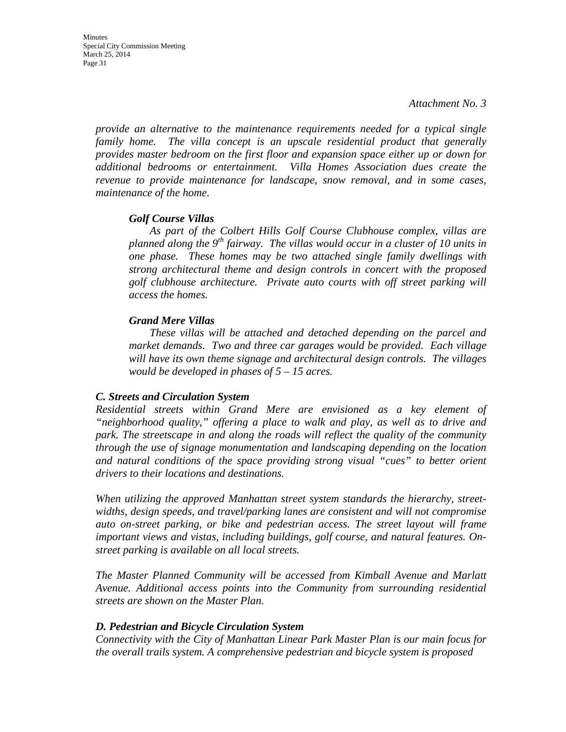*Attachment No. 3*

*provide an alternative to the maintenance requirements needed for a typical single family home. The villa concept is an upscale residential product that generally provides master bedroom on the first floor and expansion space either up or down for additional bedrooms or entertainment. Villa Homes Association dues create the revenue to provide maintenance for landscape, snow removal, and in some cases, maintenance of the home.*

***Golf Course Villas***

*As part of the Colbert Hills Golf Course Clubhouse complex, villas are planned along the 9th fairway. The villas would occur in a cluster of 10 units in one phase. These homes may be two attached single family dwellings with strong architectural theme and design controls in concert with the proposed golf clubhouse architecture. Private auto courts with off street parking will access the homes.*

***Grand Mere Villas***

*These villas will be attached and detached depending on the parcel and market demands. Two and three car garages would be provided. Each village will have its own theme signage and architectural design controls. The villages would be developed in phases of 5 – 15 acres.*

***C. Streets and Circulation System***

*Residential streets within Grand Mere are envisioned as a key element of "neighborhood quality," offering a place to walk and play, as well as to drive and park. The streetscape in and along the roads will reflect the quality of the community through the use of signage monumentation and landscaping depending on the location and natural conditions of the space providing strong visual "cues" to better orient drivers to their locations and destinations.*

*When utilizing the approved Manhattan street system standards the hierarchy, street-widths, design speeds, and travel/parking lanes are consistent and will not compromise auto on-street parking, or bike and pedestrian access. The street layout will frame important views and vistas, including buildings, golf course, and natural features. On-street parking is available on all local streets.*

*The Master Planned Community will be accessed from Kimball Avenue and Marlatt Avenue. Additional access points into the Community from surrounding residential streets are shown on the Master Plan.*

***D. Pedestrian and Bicycle Circulation System***

*Connectivity with the City of Manhattan Linear Park Master Plan is our main focus for the overall trails system. A comprehensive pedestrian and bicycle system is proposed*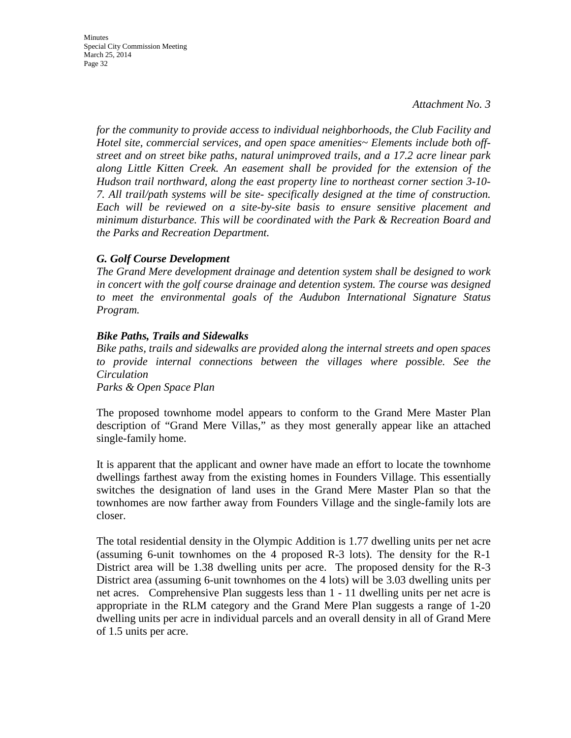*Attachment No. 3*

*for the community to provide access to individual neighborhoods, the Club Facility and Hotel site, commercial services, and open space amenities~ Elements include both off-street and on street bike paths, natural unimproved trails, and a 17.2 acre linear park along Little Kitten Creek. An easement shall be provided for the extension of the Hudson trail northward, along the east property line to northeast corner section 3-10-7. All trail/path systems will be site- specifically designed at the time of construction. Each will be reviewed on a site-by-site basis to ensure sensitive placement and minimum disturbance. This will be coordinated with the Park & Recreation Board and the Parks and Recreation Department.*

***G. Golf Course Development***

*The Grand Mere development drainage and detention system shall be designed to work in concert with the golf course drainage and detention system. The course was designed to meet the environmental goals of the Audubon International Signature Status Program.*

***Bike Paths, Trails and Sidewalks***

*Bike paths, trails and sidewalks are provided along the internal streets and open spaces to provide internal connections between the villages where possible. See the Circulation*

*Parks & Open Space Plan*

The proposed townhome model appears to conform to the Grand Mere Master Plan description of "Grand Mere Villas," as they most generally appear like an attached single-family home.

It is apparent that the applicant and owner have made an effort to locate the townhome dwellings farthest away from the existing homes in Founders Village. This essentially switches the designation of land uses in the Grand Mere Master Plan so that the townhomes are now farther away from Founders Village and the single-family lots are closer.

The total residential density in the Olympic Addition is 1.77 dwelling units per net acre (assuming 6-unit townhomes on the 4 proposed R-3 lots). The density for the R-1 District area will be 1.38 dwelling units per acre. The proposed density for the R-3 District area (assuming 6-unit townhomes on the 4 lots) will be 3.03 dwelling units per net acres. Comprehensive Plan suggests less than 1 - 11 dwelling units per net acre is appropriate in the RLM category and the Grand Mere Plan suggests a range of 1-20 dwelling units per acre in individual parcels and an overall density in all of Grand Mere of 1.5 units per acre.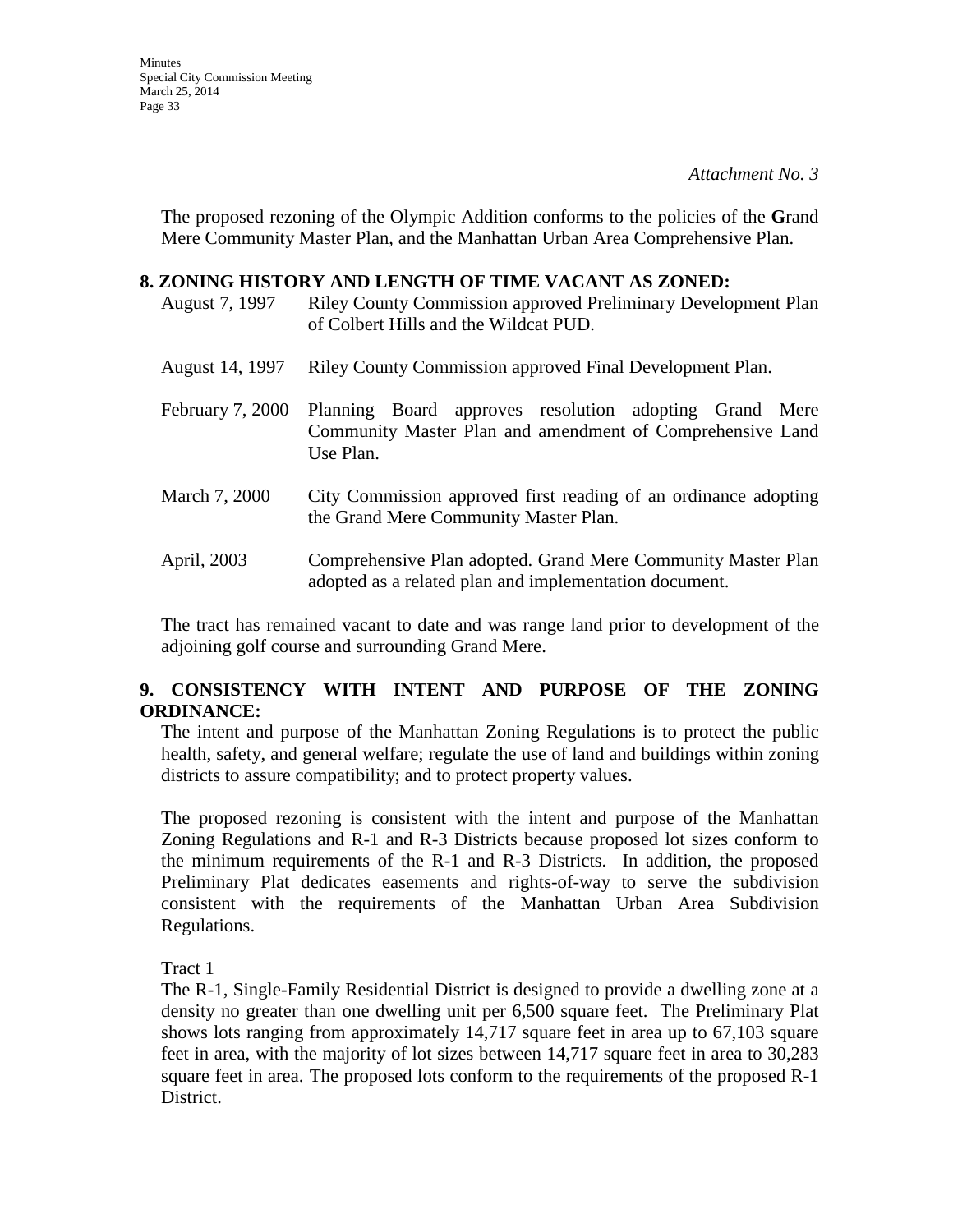*Attachment No. 3*

The proposed rezoning of the Olympic Addition conforms to the policies of the **G**rand Mere Community Master Plan, and the Manhattan Urban Area Comprehensive Plan.

## 8. ZONING HISTORY AND LENGTH OF TIME VACANT AS ZONED:

| | |
|---|---|
| August 7, 1997 | Riley County Commission approved Preliminary Development Plan of Colbert Hills and the Wildcat PUD. |
| August 14, 1997 | Riley County Commission approved Final Development Plan. |
| February 7, 2000 | Planning Board approves resolution adopting Grand Mere Community Master Plan and amendment of Comprehensive Land Use Plan. |
| March 7, 2000 | City Commission approved first reading of an ordinance adopting the Grand Mere Community Master Plan. |
| April, 2003 | Comprehensive Plan adopted. Grand Mere Community Master Plan adopted as a related plan and implementation document. |

The tract has remained vacant to date and was range land prior to development of the adjoining golf course and surrounding Grand Mere.

## 9. CONSISTENCY WITH INTENT AND PURPOSE OF THE ZONING ORDINANCE:

The intent and purpose of the Manhattan Zoning Regulations is to protect the public health, safety, and general welfare; regulate the use of land and buildings within zoning districts to assure compatibility; and to protect property values.

The proposed rezoning is consistent with the intent and purpose of the Manhattan Zoning Regulations and R-1 and R-3 Districts because proposed lot sizes conform to the minimum requirements of the R-1 and R-3 Districts. In addition, the proposed Preliminary Plat dedicates easements and rights-of-way to serve the subdivision consistent with the requirements of the Manhattan Urban Area Subdivision Regulations.

<u>Tract 1</u>

The R-1, Single-Family Residential District is designed to provide a dwelling zone at a density no greater than one dwelling unit per 6,500 square feet. The Preliminary Plat shows lots ranging from approximately 14,717 square feet in area up to 67,103 square feet in area, with the majority of lot sizes between 14,717 square feet in area to 30,283 square feet in area. The proposed lots conform to the requirements of the proposed R-1 District.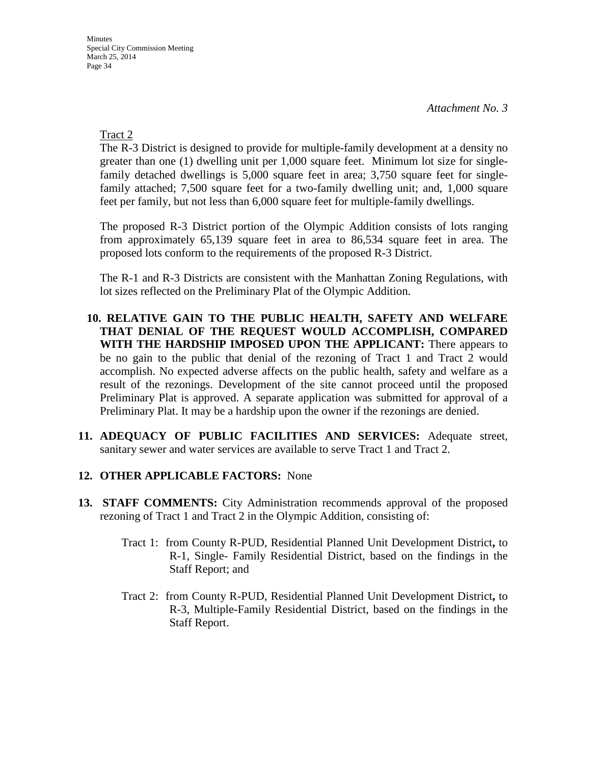*Attachment No. 3*

Tract 2

The R-3 District is designed to provide for multiple-family development at a density no greater than one (1) dwelling unit per 1,000 square feet. Minimum lot size for single-family detached dwellings is 5,000 square feet in area; 3,750 square feet for single-family attached; 7,500 square feet for a two-family dwelling unit; and, 1,000 square feet per family, but not less than 6,000 square feet for multiple-family dwellings.

The proposed R-3 District portion of the Olympic Addition consists of lots ranging from approximately 65,139 square feet in area to 86,534 square feet in area. The proposed lots conform to the requirements of the proposed R-3 District.

The R-1 and R-3 Districts are consistent with the Manhattan Zoning Regulations, with lot sizes reflected on the Preliminary Plat of the Olympic Addition.

10. **RELATIVE GAIN TO THE PUBLIC HEALTH, SAFETY AND WELFARE THAT DENIAL OF THE REQUEST WOULD ACCOMPLISH, COMPARED WITH THE HARDSHIP IMPOSED UPON THE APPLICANT:** There appears to be no gain to the public that denial of the rezoning of Tract 1 and Tract 2 would accomplish. No expected adverse affects on the public health, safety and welfare as a result of the rezonings. Development of the site cannot proceed until the proposed Preliminary Plat is approved. A separate application was submitted for approval of a Preliminary Plat. It may be a hardship upon the owner if the rezonings are denied.

11. **ADEQUACY OF PUBLIC FACILITIES AND SERVICES:** Adequate street, sanitary sewer and water services are available to serve Tract 1 and Tract 2.

12. **OTHER APPLICABLE FACTORS:** None

13. **STAFF COMMENTS:** City Administration recommends approval of the proposed rezoning of Tract 1 and Tract 2 in the Olympic Addition, consisting of:

    Tract 1: from County R-PUD, Residential Planned Unit Development District**,** to R-1, Single- Family Residential District, based on the findings in the Staff Report; and

    Tract 2: from County R-PUD, Residential Planned Unit Development District**,** to R-3, Multiple-Family Residential District, based on the findings in the Staff Report.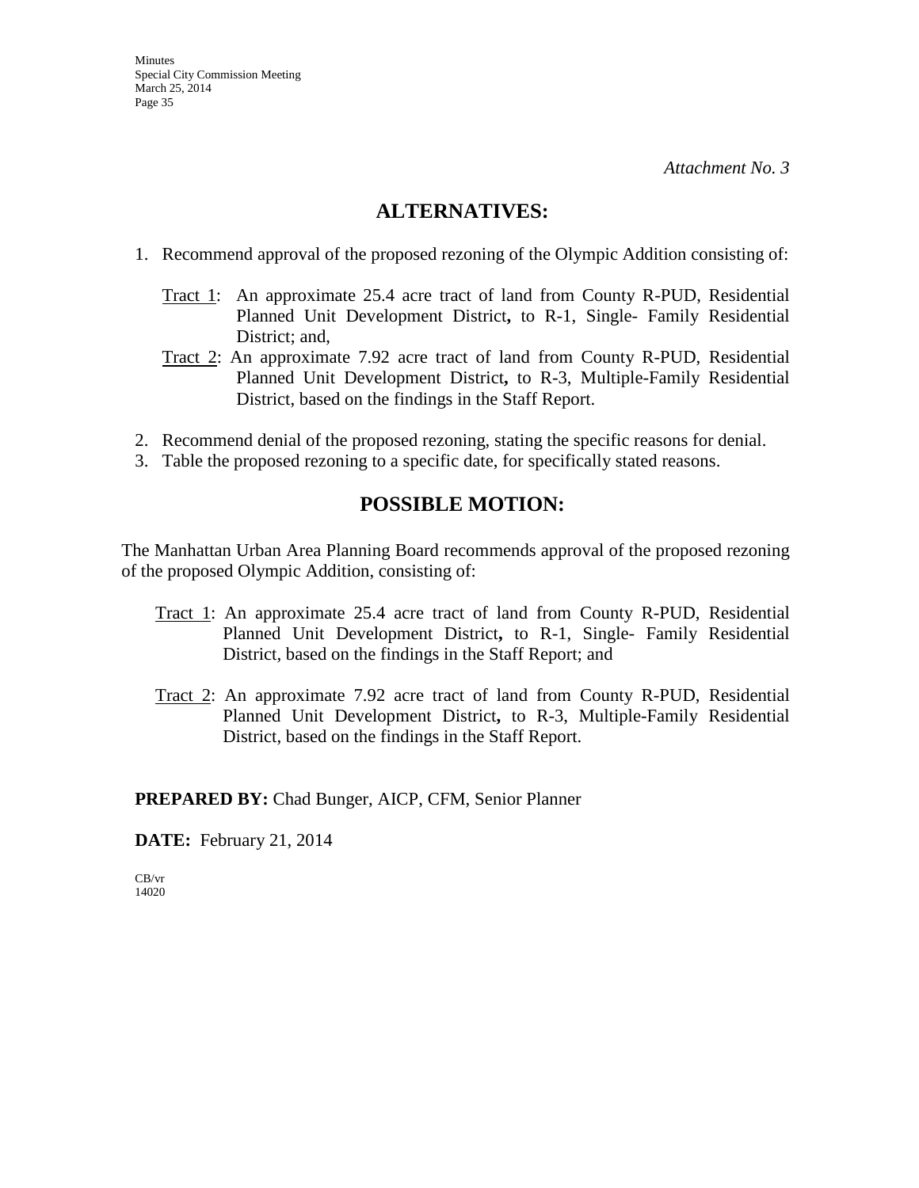*Attachment No. 3*

## ALTERNATIVES:

1. Recommend approval of the proposed rezoning of the Olympic Addition consisting of:

   Tract 1: An approximate 25.4 acre tract of land from County R-PUD, Residential Planned Unit Development District**,** to R-1, Single- Family Residential District; and,

   Tract 2: An approximate 7.92 acre tract of land from County R-PUD, Residential Planned Unit Development District**,** to R-3, Multiple-Family Residential District, based on the findings in the Staff Report.

2. Recommend denial of the proposed rezoning, stating the specific reasons for denial.
3. Table the proposed rezoning to a specific date, for specifically stated reasons.

## POSSIBLE MOTION:

The Manhattan Urban Area Planning Board recommends approval of the proposed rezoning of the proposed Olympic Addition, consisting of:

Tract 1: An approximate 25.4 acre tract of land from County R-PUD, Residential Planned Unit Development District**,** to R-1, Single- Family Residential District, based on the findings in the Staff Report; and

Tract 2: An approximate 7.92 acre tract of land from County R-PUD, Residential Planned Unit Development District**,** to R-3, Multiple-Family Residential District, based on the findings in the Staff Report.

**PREPARED BY:** Chad Bunger, AICP, CFM, Senior Planner

**DATE:** February 21, 2014

CB/vr
14020